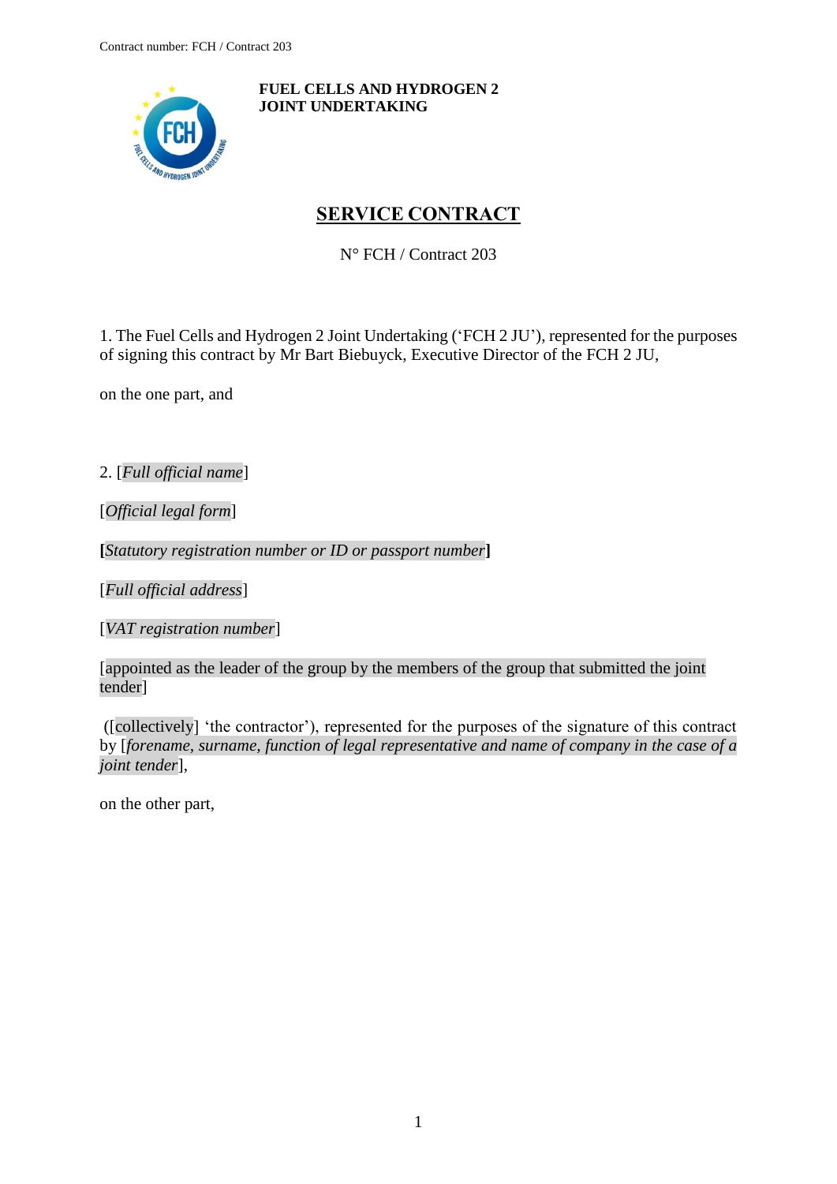**FUEL CELLS AND HYDROGEN 2 JOINT UNDERTAKING**

# SERVICE CONTRACT

N° FCH / Contract 203

1. The Fuel Cells and Hydrogen 2 Joint Undertaking ('FCH 2 JU'), represented for the purposes of signing this contract by Mr Bart Biebuyck, Executive Director of the FCH 2 JU,

on the one part, and

2. [*Full official name*]

[*Official legal form*]

**[***Statutory registration number or ID or passport number***]**

[*Full official address*]

[*VAT registration number*]

[appointed as the leader of the group by the members of the group that submitted the joint tender]

([collectively] 'the contractor'), represented for the purposes of the signature of this contract by [*forename, surname, function of legal representative and name of company in the case of a joint tender*],

on the other part,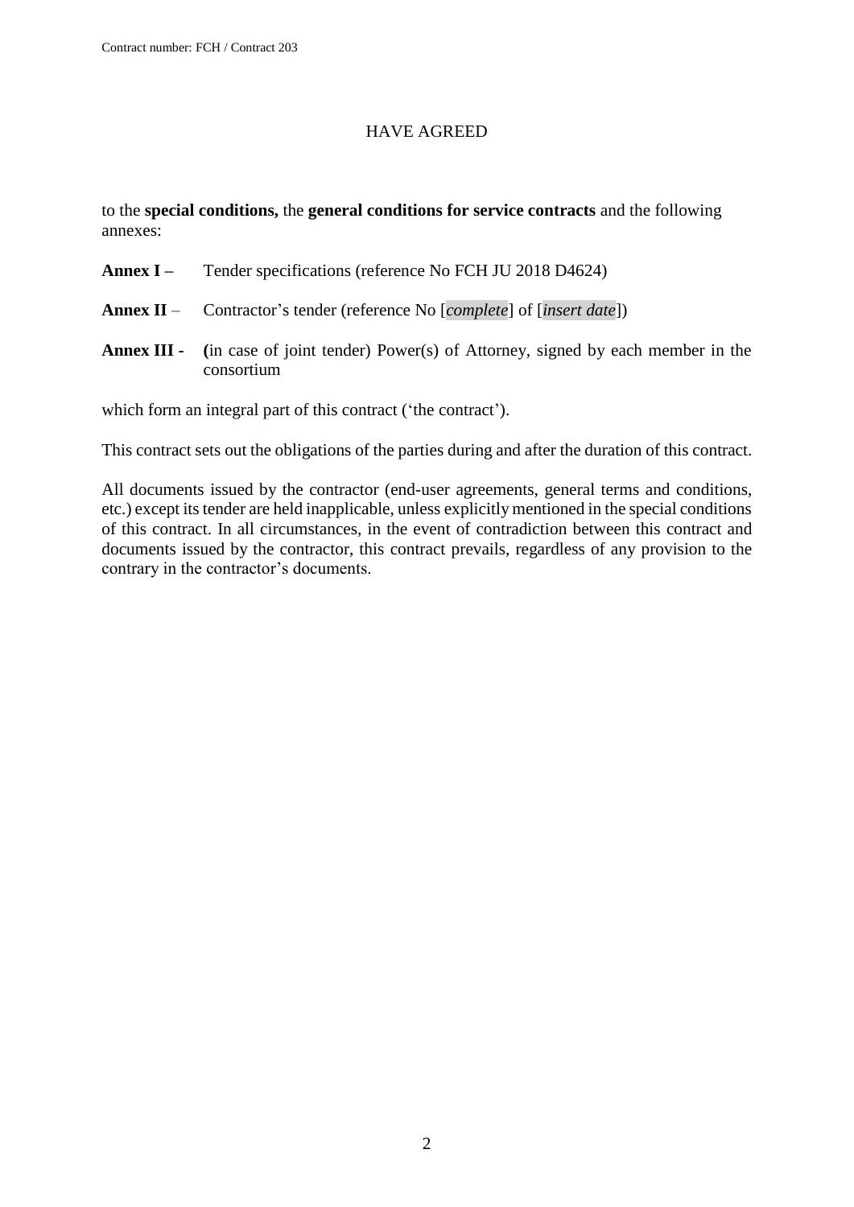HAVE AGREED

to the **special conditions,** the **general conditions for service contracts** and the following annexes:

**Annex I –** Tender specifications (reference No FCH JU 2018 D4624)

**Annex II** – Contractor's tender (reference No [*complete*] of [*insert date*])

**Annex III -** **(**in case of joint tender) Power(s) of Attorney, signed by each member in the consortium

which form an integral part of this contract ('the contract').

This contract sets out the obligations of the parties during and after the duration of this contract.

All documents issued by the contractor (end-user agreements, general terms and conditions, etc.) except its tender are held inapplicable, unless explicitly mentioned in the special conditions of this contract. In all circumstances, in the event of contradiction between this contract and documents issued by the contractor, this contract prevails, regardless of any provision to the contrary in the contractor's documents.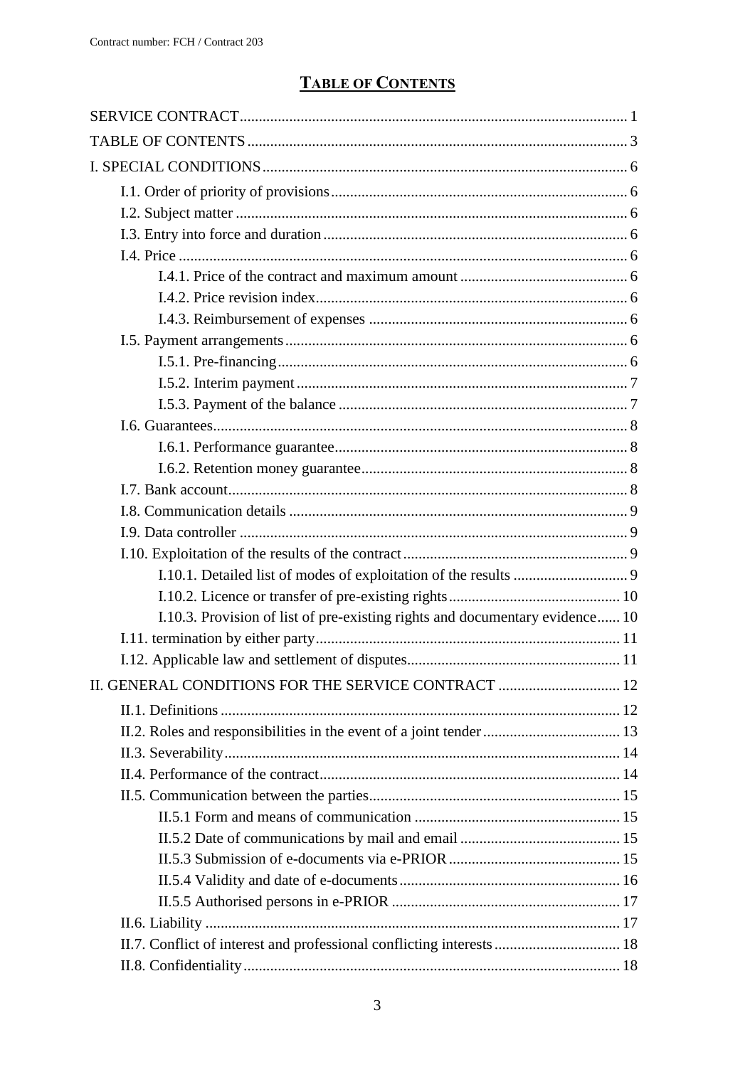# TABLE OF CONTENTS

SERVICE CONTRACT ..... 1

TABLE OF CONTENTS ..... 3

I. SPECIAL CONDITIONS ..... 6

- I.1. Order of priority of provisions ..... 6
- I.2. Subject matter ..... 6
- I.3. Entry into force and duration ..... 6
- I.4. Price ..... 6
  - I.4.1. Price of the contract and maximum amount ..... 6
  - I.4.2. Price revision index ..... 6
  - I.4.3. Reimbursement of expenses ..... 6
- I.5. Payment arrangements ..... 6
  - I.5.1. Pre-financing ..... 6
  - I.5.2. Interim payment ..... 7
  - I.5.3. Payment of the balance ..... 7
- I.6. Guarantees ..... 8
  - I.6.1. Performance guarantee ..... 8
  - I.6.2. Retention money guarantee ..... 8
- I.7. Bank account ..... 8
- I.8. Communication details ..... 9
- I.9. Data controller ..... 9
- I.10. Exploitation of the results of the contract ..... 9
  - I.10.1. Detailed list of modes of exploitation of the results ..... 9
  - I.10.2. Licence or transfer of pre-existing rights ..... 10
  - I.10.3. Provision of list of pre-existing rights and documentary evidence ..... 10
- I.11. termination by either party ..... 11
- I.12. Applicable law and settlement of disputes ..... 11

II. GENERAL CONDITIONS FOR THE SERVICE CONTRACT ..... 12

- II.1. Definitions ..... 12
- II.2. Roles and responsibilities in the event of a joint tender ..... 13
- II.3. Severability ..... 14
- II.4. Performance of the contract ..... 14
- II.5. Communication between the parties ..... 15
  - II.5.1 Form and means of communication ..... 15
  - II.5.2 Date of communications by mail and email ..... 15
  - II.5.3 Submission of e-documents via e-PRIOR ..... 15
  - II.5.4 Validity and date of e-documents ..... 16
  - II.5.5 Authorised persons in e-PRIOR ..... 17
- II.6. Liability ..... 17
- II.7. Conflict of interest and professional conflicting interests ..... 18
- II.8. Confidentiality ..... 18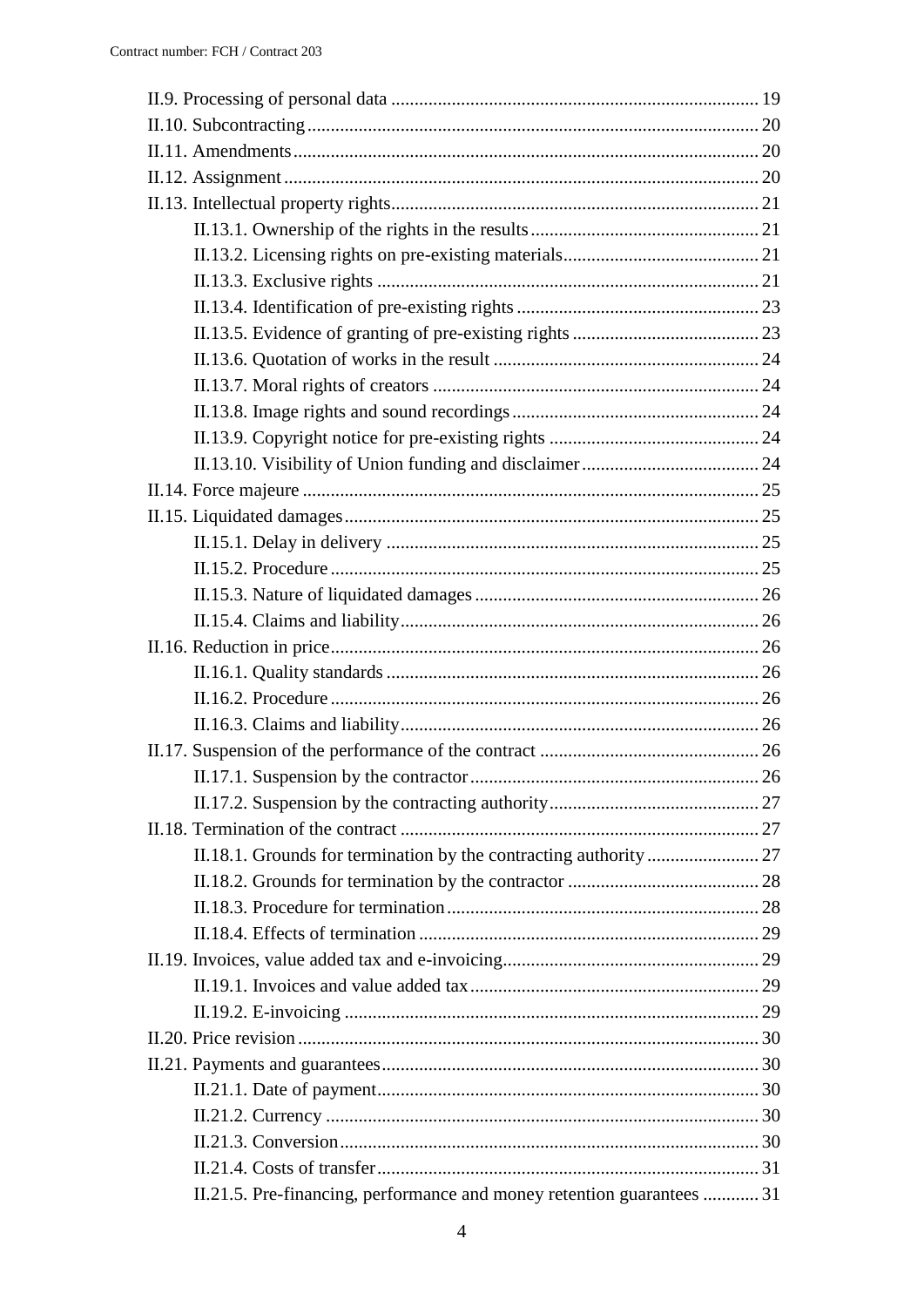II.9. Processing of personal data ........................................................................ 19
II.10. Subcontracting ................................................................................................ 20
II.11. Amendments ................................................................................................... 20
II.12. Assignment ..................................................................................................... 20
II.13. Intellectual property rights ............................................................................ 21
    II.13.1. Ownership of the rights in the results ....................................................... 21
    II.13.2. Licensing rights on pre-existing materials ................................................. 21
    II.13.3. Exclusive rights ......................................................................................... 21
    II.13.4. Identification of pre-existing rights ........................................................... 23
    II.13.5. Evidence of granting of pre-existing rights ............................................... 23
    II.13.6. Quotation of works in the result ................................................................ 24
    II.13.7. Moral rights of creators ............................................................................. 24
    II.13.8. Image rights and sound recordings ........................................................... 24
    II.13.9. Copyright notice for pre-existing rights .................................................... 24
    II.13.10. Visibility of Union funding and disclaimer ............................................. 24
II.14. Force majeure ................................................................................................. 25
II.15. Liquidated damages ........................................................................................ 25
    II.15.1. Delay in delivery ........................................................................................ 25
    II.15.2. Procedure .................................................................................................... 25
    II.15.3. Nature of liquidated damages .................................................................... 26
    II.15.4. Claims and liability ..................................................................................... 26
II.16. Reduction in price ........................................................................................... 26
    II.16.1. Quality standards ........................................................................................ 26
    II.16.2. Procedure .................................................................................................... 26
    II.16.3. Claims and liability ..................................................................................... 26
II.17. Suspension of the performance of the contract .............................................. 26
    II.17.1. Suspension by the contractor ..................................................................... 26
    II.17.2. Suspension by the contracting authority .................................................... 27
II.18. Termination of the contract ............................................................................ 27
    II.18.1. Grounds for termination by the contracting authority ............................... 27
    II.18.2. Grounds for termination by the contractor ................................................ 28
    II.18.3. Procedure for termination ........................................................................... 28
    II.18.4. Effects of termination ................................................................................. 29
II.19. Invoices, value added tax and e-invoicing ...................................................... 29
    II.19.1. Invoices and value added tax ..................................................................... 29
    II.19.2. E-invoicing ................................................................................................. 29
II.20. Price revision ................................................................................................... 30
II.21. Payments and guarantees ................................................................................ 30
    II.21.1. Date of payment .......................................................................................... 30
    II.21.2. Currency ..................................................................................................... 30
    II.21.3. Conversion .................................................................................................. 30
    II.21.4. Costs of transfer .......................................................................................... 31
    II.21.5. Pre-financing, performance and money retention guarantees ................... 31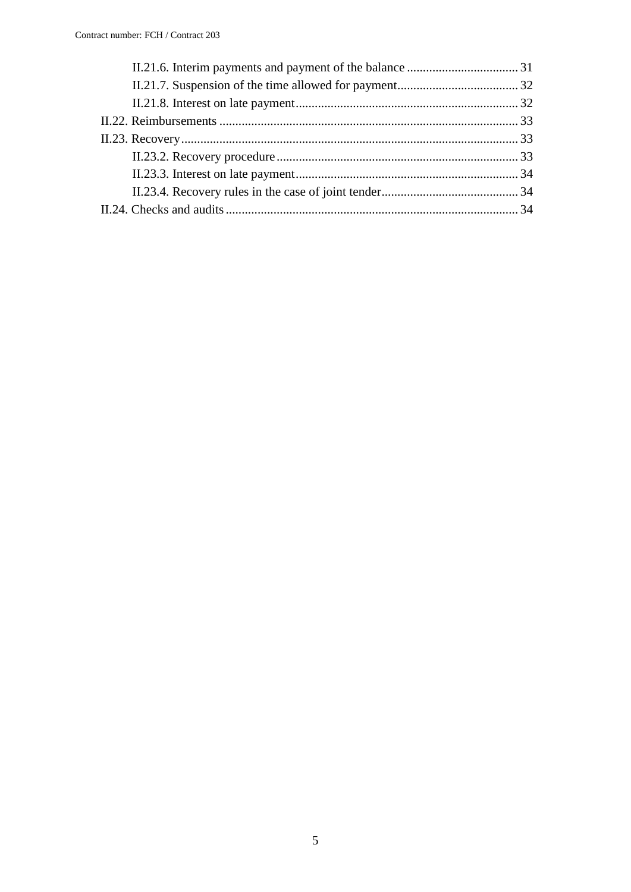II.21.6. Interim payments and payment of the balance ... 31

II.21.7. Suspension of the time allowed for payment ... 32

II.21.8. Interest on late payment ... 32

II.22. Reimbursements ... 33

II.23. Recovery ... 33

II.23.2. Recovery procedure ... 33

II.23.3. Interest on late payment ... 34

II.23.4. Recovery rules in the case of joint tender ... 34

II.24. Checks and audits ... 34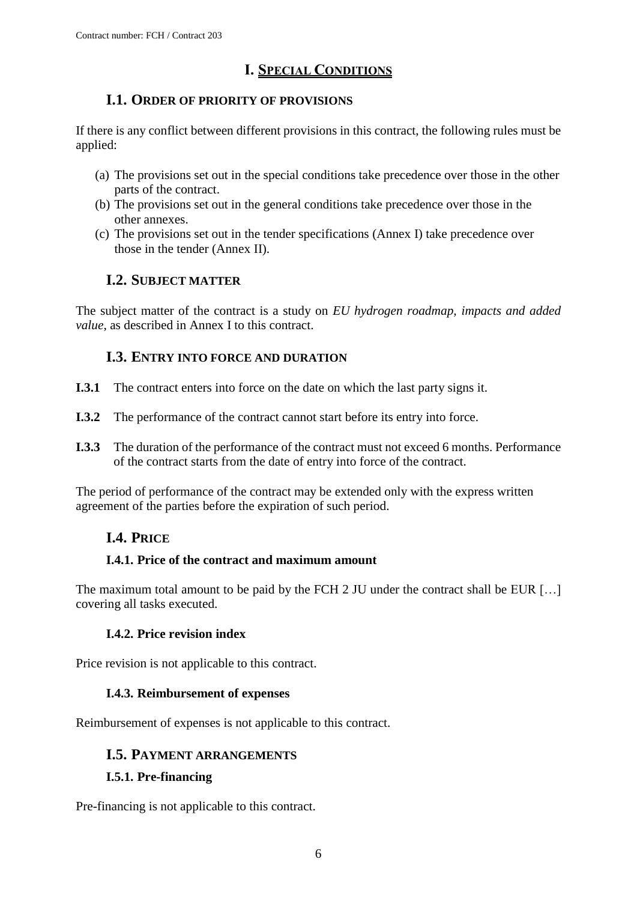# I. SPECIAL CONDITIONS

## I.1. ORDER OF PRIORITY OF PROVISIONS

If there is any conflict between different provisions in this contract, the following rules must be applied:

(a) The provisions set out in the special conditions take precedence over those in the other parts of the contract.
(b) The provisions set out in the general conditions take precedence over those in the other annexes.
(c) The provisions set out in the tender specifications (Annex I) take precedence over those in the tender (Annex II).

## I.2. SUBJECT MATTER

The subject matter of the contract is a study on *EU hydrogen roadmap, impacts and added value*, as described in Annex I to this contract.

## I.3. ENTRY INTO FORCE AND DURATION

**I.3.1** The contract enters into force on the date on which the last party signs it.

**I.3.2** The performance of the contract cannot start before its entry into force.

**I.3.3** The duration of the performance of the contract must not exceed 6 months. Performance of the contract starts from the date of entry into force of the contract.

The period of performance of the contract may be extended only with the express written agreement of the parties before the expiration of such period.

## I.4. PRICE

### I.4.1. Price of the contract and maximum amount

The maximum total amount to be paid by the FCH 2 JU under the contract shall be EUR […] covering all tasks executed.

### I.4.2. Price revision index

Price revision is not applicable to this contract.

### I.4.3. Reimbursement of expenses

Reimbursement of expenses is not applicable to this contract.

## I.5. PAYMENT ARRANGEMENTS

### I.5.1. Pre-financing

Pre-financing is not applicable to this contract.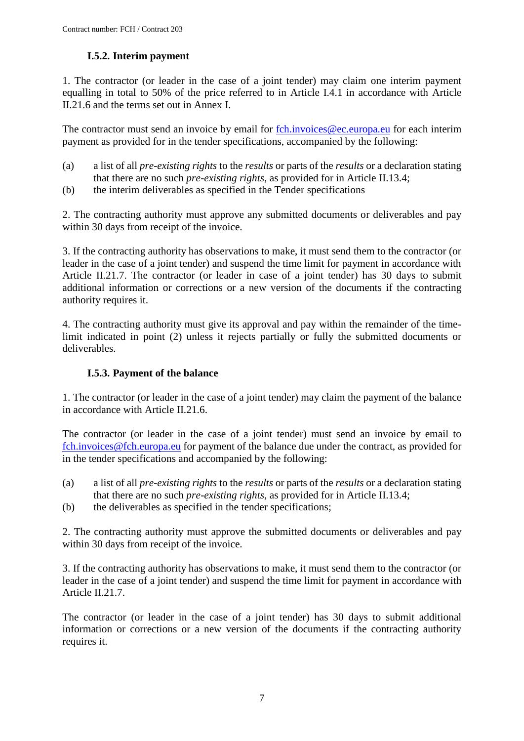### I.5.2. Interim payment

1. The contractor (or leader in the case of a joint tender) may claim one interim payment equalling in total to 50% of the price referred to in Article I.4.1 in accordance with Article II.21.6 and the terms set out in Annex I.

The contractor must send an invoice by email for fch.invoices@ec.europa.eu for each interim payment as provided for in the tender specifications, accompanied by the following:

(a) a list of all *pre-existing rights* to the *results* or parts of the *results* or a declaration stating that there are no such *pre-existing rights*, as provided for in Article II.13.4;

(b) the interim deliverables as specified in the Tender specifications

2. The contracting authority must approve any submitted documents or deliverables and pay within 30 days from receipt of the invoice.

3. If the contracting authority has observations to make, it must send them to the contractor (or leader in the case of a joint tender) and suspend the time limit for payment in accordance with Article II.21.7. The contractor (or leader in case of a joint tender) has 30 days to submit additional information or corrections or a new version of the documents if the contracting authority requires it.

4. The contracting authority must give its approval and pay within the remainder of the time-limit indicated in point (2) unless it rejects partially or fully the submitted documents or deliverables.

### I.5.3. Payment of the balance

1. The contractor (or leader in the case of a joint tender) may claim the payment of the balance in accordance with Article II.21.6.

The contractor (or leader in the case of a joint tender) must send an invoice by email to fch.invoices@fch.europa.eu for payment of the balance due under the contract, as provided for in the tender specifications and accompanied by the following:

(a) a list of all *pre-existing rights* to the *results* or parts of the *results* or a declaration stating that there are no such *pre-existing rights*, as provided for in Article II.13.4;

(b) the deliverables as specified in the tender specifications;

2. The contracting authority must approve the submitted documents or deliverables and pay within 30 days from receipt of the invoice.

3. If the contracting authority has observations to make, it must send them to the contractor (or leader in the case of a joint tender) and suspend the time limit for payment in accordance with Article II.21.7.

The contractor (or leader in the case of a joint tender) has 30 days to submit additional information or corrections or a new version of the documents if the contracting authority requires it.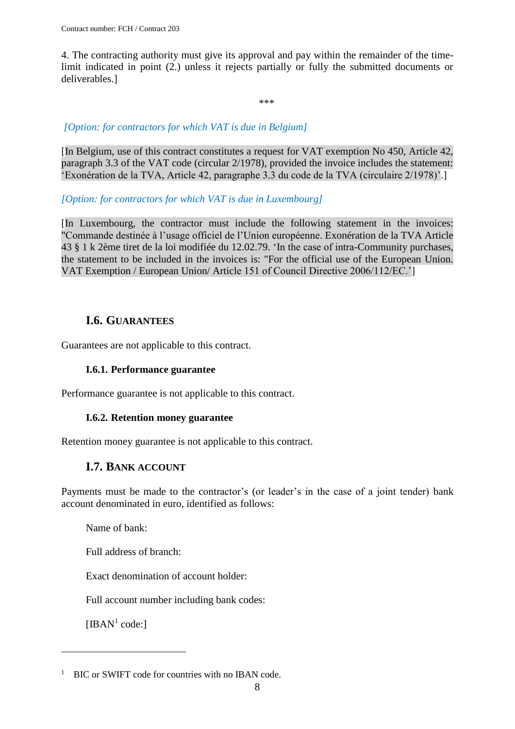4. The contracting authority must give its approval and pay within the remainder of the time-limit indicated in point (2.) unless it rejects partially or fully the submitted documents or deliverables.]

***

*[Option: for contractors for which VAT is due in Belgium]*

[In Belgium, use of this contract constitutes a request for VAT exemption No 450, Article 42, paragraph 3.3 of the VAT code (circular 2/1978), provided the invoice includes the statement: 'Exonération de la TVA, Article 42, paragraphe 3.3 du code de la TVA (circulaire 2/1978)'.]

*[Option: for contractors for which VAT is due in Luxembourg]*

[In Luxembourg, the contractor must include the following statement in the invoices: "Commande destinée à l'usage officiel de l'Union européenne. Exonération de la TVA Article 43 § 1 k 2ème tiret de la loi modifiée du 12.02.79. 'In the case of intra-Community purchases, the statement to be included in the invoices is: "For the official use of the European Union. VAT Exemption / European Union/ Article 151 of Council Directive 2006/112/EC.']

## I.6. Guarantees

Guarantees are not applicable to this contract.

### I.6.1. Performance guarantee

Performance guarantee is not applicable to this contract.

### I.6.2. Retention money guarantee

Retention money guarantee is not applicable to this contract.

## I.7. Bank account

Payments must be made to the contractor's (or leader's in the case of a joint tender) bank account denominated in euro, identified as follows:

Name of bank:

Full address of branch:

Exact denomination of account holder:

Full account number including bank codes:

[IBAN[1] code:]

---

[1] BIC or SWIFT code for countries with no IBAN code.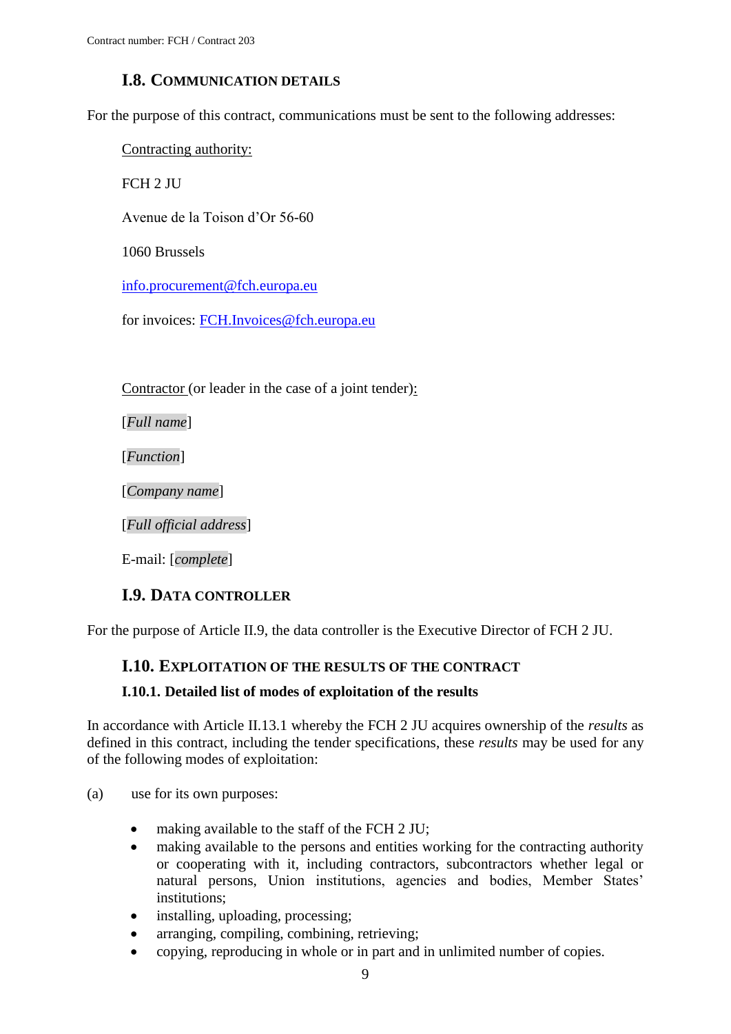## I.8. Communication details

For the purpose of this contract, communications must be sent to the following addresses:

Contracting authority:

FCH 2 JU

Avenue de la Toison d'Or 56-60

1060 Brussels

info.procurement@fch.europa.eu

for invoices: FCH.Invoices@fch.europa.eu

Contractor (or leader in the case of a joint tender):

[*Full name*]

[*Function*]

[*Company name*]

[*Full official address*]

E-mail: [*complete*]

## I.9. Data controller

For the purpose of Article II.9, the data controller is the Executive Director of FCH 2 JU.

## I.10. Exploitation of the results of the contract

### I.10.1. Detailed list of modes of exploitation of the results

In accordance with Article II.13.1 whereby the FCH 2 JU acquires ownership of the *results* as defined in this contract, including the tender specifications, these *results* may be used for any of the following modes of exploitation:

(a) use for its own purposes:

- making available to the staff of the FCH 2 JU;
- making available to the persons and entities working for the contracting authority or cooperating with it, including contractors, subcontractors whether legal or natural persons, Union institutions, agencies and bodies, Member States' institutions;
- installing, uploading, processing;
- arranging, compiling, combining, retrieving;
- copying, reproducing in whole or in part and in unlimited number of copies.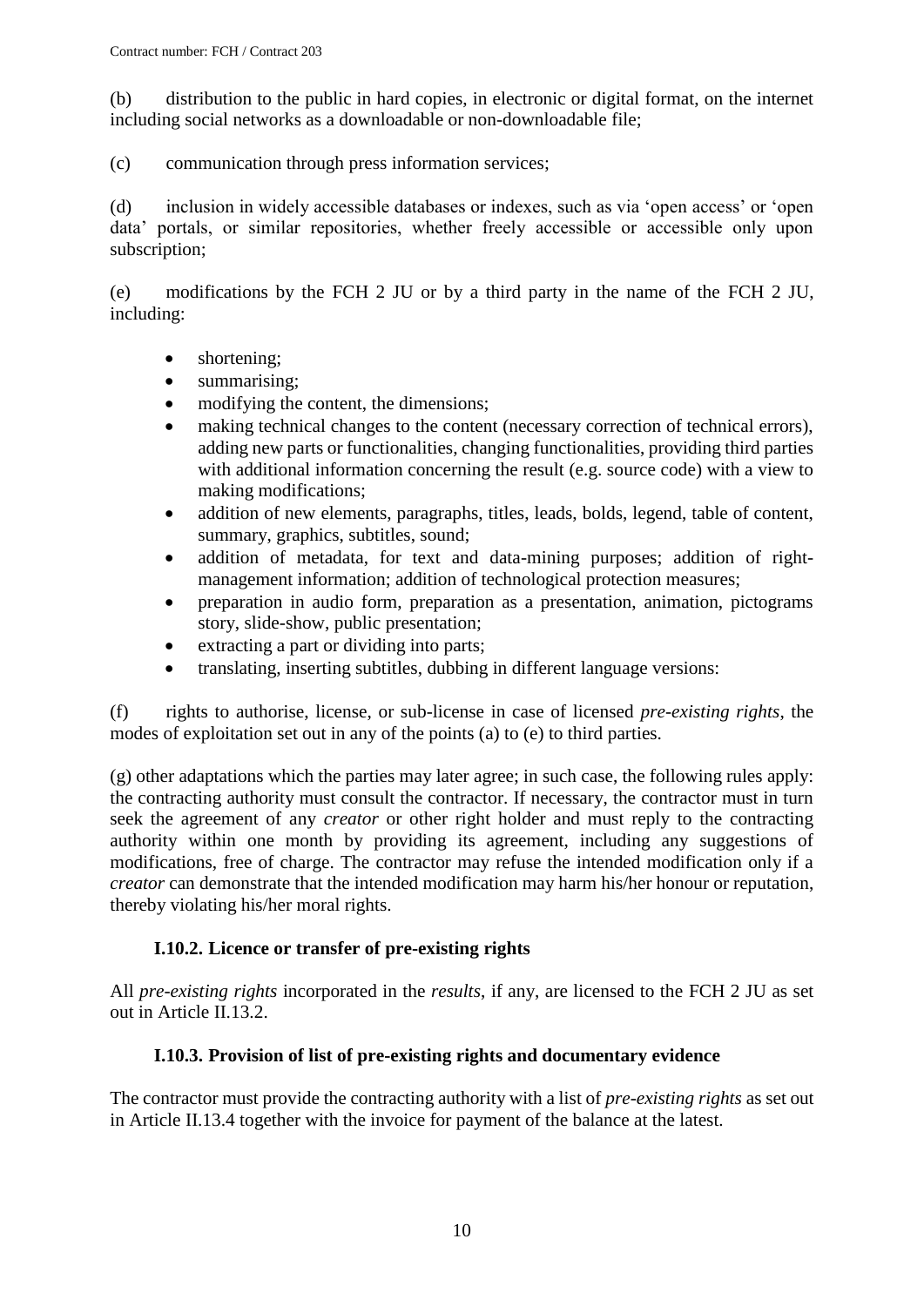(b) distribution to the public in hard copies, in electronic or digital format, on the internet including social networks as a downloadable or non-downloadable file;

(c) communication through press information services;

(d) inclusion in widely accessible databases or indexes, such as via 'open access' or 'open data' portals, or similar repositories, whether freely accessible or accessible only upon subscription;

(e) modifications by the FCH 2 JU or by a third party in the name of the FCH 2 JU, including:

- shortening;
- summarising;
- modifying the content, the dimensions;
- making technical changes to the content (necessary correction of technical errors), adding new parts or functionalities, changing functionalities, providing third parties with additional information concerning the result (e.g. source code) with a view to making modifications;
- addition of new elements, paragraphs, titles, leads, bolds, legend, table of content, summary, graphics, subtitles, sound;
- addition of metadata, for text and data-mining purposes; addition of right-management information; addition of technological protection measures;
- preparation in audio form, preparation as a presentation, animation, pictograms story, slide-show, public presentation;
- extracting a part or dividing into parts;
- translating, inserting subtitles, dubbing in different language versions:

(f) rights to authorise, license, or sub-license in case of licensed *pre-existing rights*, the modes of exploitation set out in any of the points (a) to (e) to third parties.

(g) other adaptations which the parties may later agree; in such case, the following rules apply: the contracting authority must consult the contractor. If necessary, the contractor must in turn seek the agreement of any *creator* or other right holder and must reply to the contracting authority within one month by providing its agreement, including any suggestions of modifications, free of charge. The contractor may refuse the intended modification only if a *creator* can demonstrate that the intended modification may harm his/her honour or reputation, thereby violating his/her moral rights.

### I.10.2. Licence or transfer of pre-existing rights

All *pre-existing rights* incorporated in the *results*, if any, are licensed to the FCH 2 JU as set out in Article II.13.2.

### I.10.3. Provision of list of pre-existing rights and documentary evidence

The contractor must provide the contracting authority with a list of *pre-existing rights* as set out in Article II.13.4 together with the invoice for payment of the balance at the latest.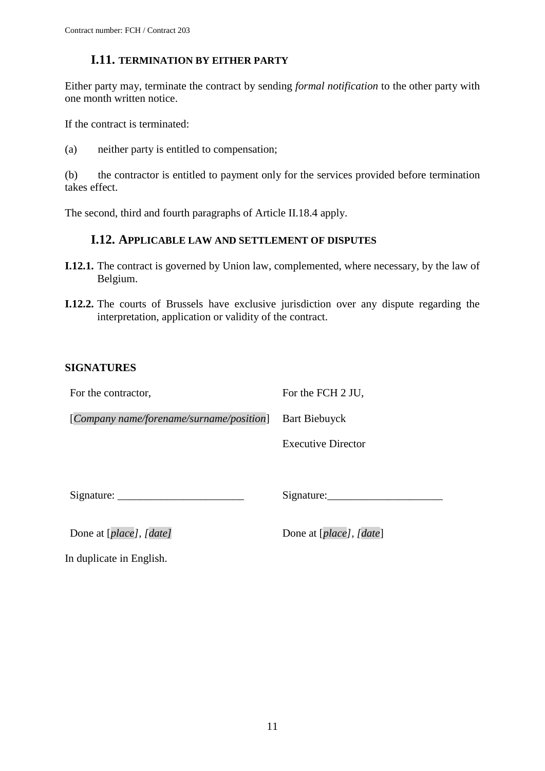## I.11. TERMINATION BY EITHER PARTY

Either party may, terminate the contract by sending *formal notification* to the other party with one month written notice.

If the contract is terminated:

(a) neither party is entitled to compensation;

(b) the contractor is entitled to payment only for the services provided before termination takes effect.

The second, third and fourth paragraphs of Article II.18.4 apply.

## I.12. APPLICABLE LAW AND SETTLEMENT OF DISPUTES

**I.12.1.** The contract is governed by Union law, complemented, where necessary, by the law of Belgium.

**I.12.2.** The courts of Brussels have exclusive jurisdiction over any dispute regarding the interpretation, application or validity of the contract.

**SIGNATURES**

| For the contractor, | For the FCH 2 JU, |
|---|---|
| [*Company name/forename/surname/position*] | Bart Biebuyck |
| | Executive Director |
| Signature: _______________________ | Signature:_____________________ |
| Done at [*place*], [*date*] | Done at [*place*], [*date*] |

In duplicate in English.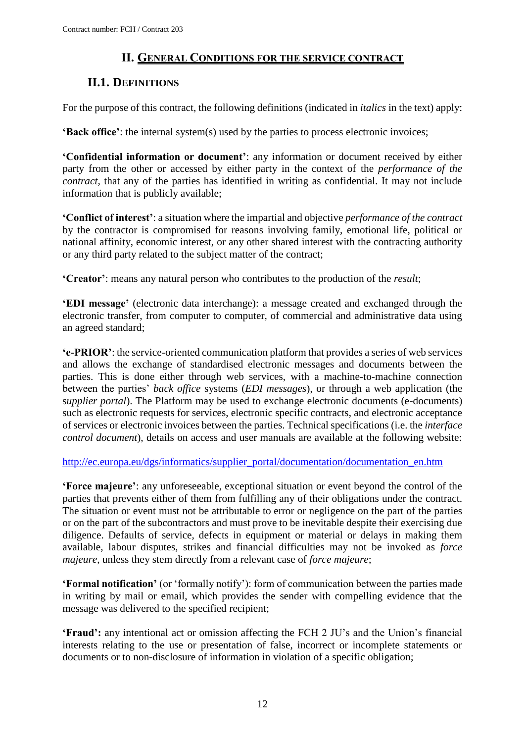## II. General Conditions for the service contract

### II.1. Definitions

For the purpose of this contract, the following definitions (indicated in *italics* in the text) apply:

**'Back office'**: the internal system(s) used by the parties to process electronic invoices;

**'Confidential information or document'**: any information or document received by either party from the other or accessed by either party in the context of the *performance of the contract*, that any of the parties has identified in writing as confidential. It may not include information that is publicly available;

**'Conflict of interest'**: a situation where the impartial and objective *performance of the contract* by the contractor is compromised for reasons involving family, emotional life, political or national affinity, economic interest, or any other shared interest with the contracting authority or any third party related to the subject matter of the contract;

**'Creator'**: means any natural person who contributes to the production of the *result*;

**'EDI message'** (electronic data interchange): a message created and exchanged through the electronic transfer, from computer to computer, of commercial and administrative data using an agreed standard;

**'e-PRIOR'**: the service-oriented communication platform that provides a series of web services and allows the exchange of standardised electronic messages and documents between the parties. This is done either through web services, with a machine-to-machine connection between the parties' *back office* systems (*EDI messages*), or through a web application (the s*upplier portal*). The Platform may be used to exchange electronic documents (e-documents) such as electronic requests for services, electronic specific contracts, and electronic acceptance of services or electronic invoices between the parties. Technical specifications (i.e. the *interface control document*), details on access and user manuals are available at the following website:

http://ec.europa.eu/dgs/informatics/supplier_portal/documentation/documentation_en.htm

**'Force majeure'**: any unforeseeable, exceptional situation or event beyond the control of the parties that prevents either of them from fulfilling any of their obligations under the contract. The situation or event must not be attributable to error or negligence on the part of the parties or on the part of the subcontractors and must prove to be inevitable despite their exercising due diligence. Defaults of service, defects in equipment or material or delays in making them available, labour disputes, strikes and financial difficulties may not be invoked as *force majeure*, unless they stem directly from a relevant case of *force majeure*;

**'Formal notification'** (or 'formally notify'): form of communication between the parties made in writing by mail or email, which provides the sender with compelling evidence that the message was delivered to the specified recipient;

**'Fraud':** any intentional act or omission affecting the FCH 2 JU's and the Union's financial interests relating to the use or presentation of false, incorrect or incomplete statements or documents or to non-disclosure of information in violation of a specific obligation;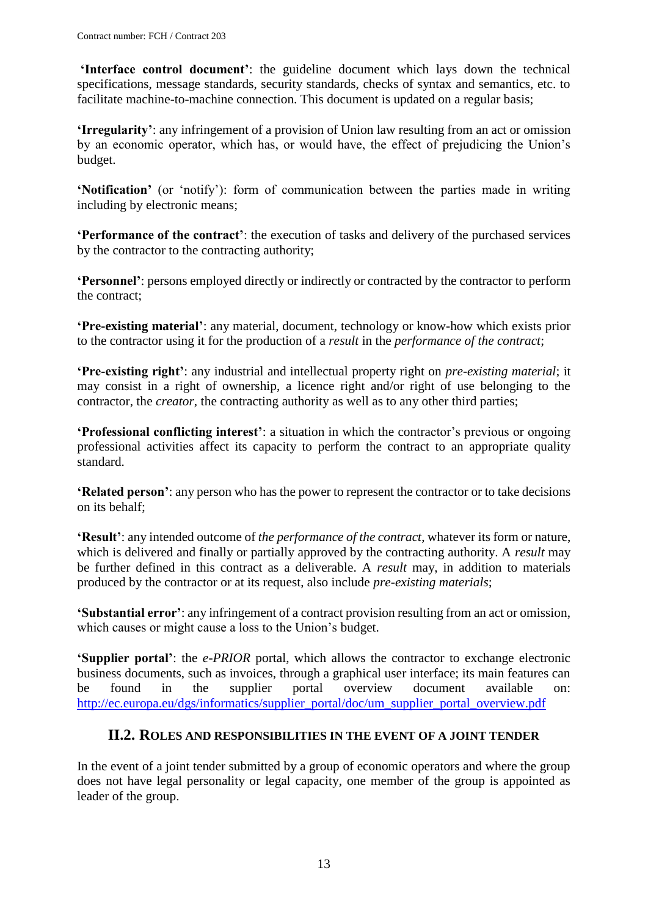**'Interface control document'**: the guideline document which lays down the technical specifications, message standards, security standards, checks of syntax and semantics, etc. to facilitate machine-to-machine connection. This document is updated on a regular basis;

**'Irregularity'**: any infringement of a provision of Union law resulting from an act or omission by an economic operator, which has, or would have, the effect of prejudicing the Union's budget.

**'Notification'** (or 'notify'): form of communication between the parties made in writing including by electronic means;

**'Performance of the contract'**: the execution of tasks and delivery of the purchased services by the contractor to the contracting authority;

**'Personnel'**: persons employed directly or indirectly or contracted by the contractor to perform the contract;

**'Pre-existing material'**: any material, document, technology or know-how which exists prior to the contractor using it for the production of a *result* in the *performance of the contract*;

**'Pre-existing right'**: any industrial and intellectual property right on *pre-existing material*; it may consist in a right of ownership, a licence right and/or right of use belonging to the contractor, the *creator*, the contracting authority as well as to any other third parties;

**'Professional conflicting interest'**: a situation in which the contractor's previous or ongoing professional activities affect its capacity to perform the contract to an appropriate quality standard.

**'Related person'**: any person who has the power to represent the contractor or to take decisions on its behalf;

**'Result'**: any intended outcome of *the performance of the contract*, whatever its form or nature, which is delivered and finally or partially approved by the contracting authority. A *result* may be further defined in this contract as a deliverable. A *result* may, in addition to materials produced by the contractor or at its request, also include *pre-existing materials*;

**'Substantial error'**: any infringement of a contract provision resulting from an act or omission, which causes or might cause a loss to the Union's budget.

**'Supplier portal'**: the *e-PRIOR* portal, which allows the contractor to exchange electronic business documents, such as invoices, through a graphical user interface; its main features can be found in the supplier portal overview document available on: http://ec.europa.eu/dgs/informatics/supplier_portal/doc/um_supplier_portal_overview.pdf

## II.2. Roles and responsibilities in the event of a joint tender

In the event of a joint tender submitted by a group of economic operators and where the group does not have legal personality or legal capacity, one member of the group is appointed as leader of the group.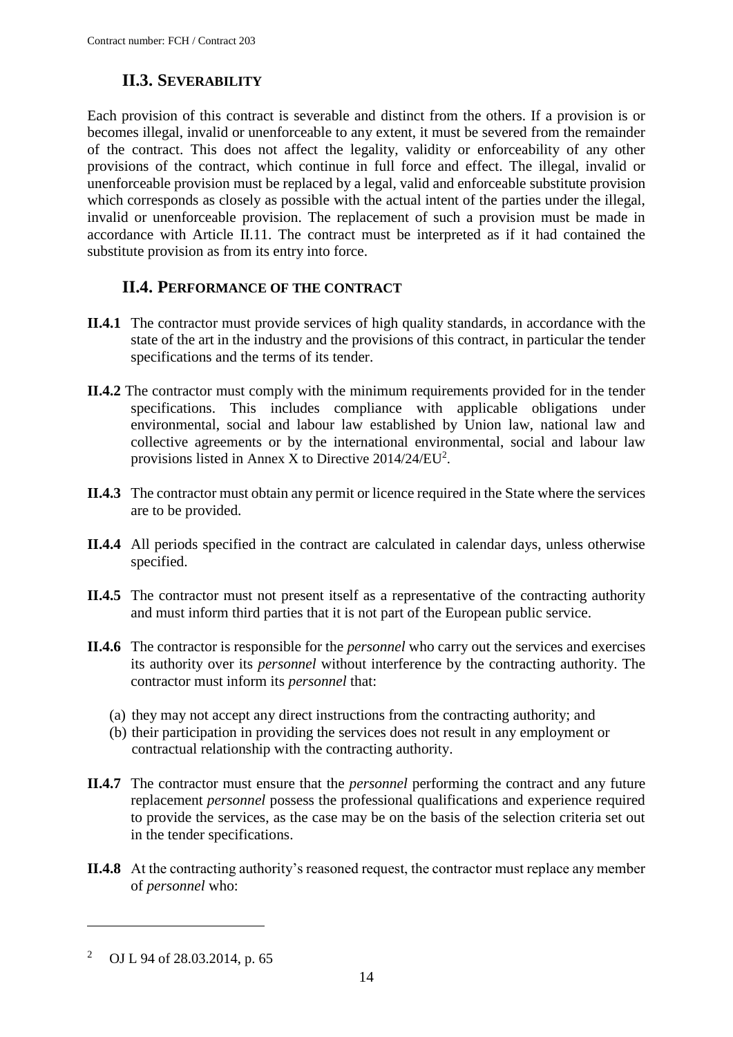## II.3. SEVERABILITY

Each provision of this contract is severable and distinct from the others. If a provision is or becomes illegal, invalid or unenforceable to any extent, it must be severed from the remainder of the contract. This does not affect the legality, validity or enforceability of any other provisions of the contract, which continue in full force and effect. The illegal, invalid or unenforceable provision must be replaced by a legal, valid and enforceable substitute provision which corresponds as closely as possible with the actual intent of the parties under the illegal, invalid or unenforceable provision. The replacement of such a provision must be made in accordance with Article II.11. The contract must be interpreted as if it had contained the substitute provision as from its entry into force.

## II.4. PERFORMANCE OF THE CONTRACT

**II.4.1** The contractor must provide services of high quality standards, in accordance with the state of the art in the industry and the provisions of this contract, in particular the tender specifications and the terms of its tender.

**II.4.2** The contractor must comply with the minimum requirements provided for in the tender specifications. This includes compliance with applicable obligations under environmental, social and labour law established by Union law, national law and collective agreements or by the international environmental, social and labour law provisions listed in Annex X to Directive 2014/24/EU[2].

**II.4.3** The contractor must obtain any permit or licence required in the State where the services are to be provided.

**II.4.4** All periods specified in the contract are calculated in calendar days, unless otherwise specified.

**II.4.5** The contractor must not present itself as a representative of the contracting authority and must inform third parties that it is not part of the European public service.

**II.4.6** The contractor is responsible for the *personnel* who carry out the services and exercises its authority over its *personnel* without interference by the contracting authority. The contractor must inform its *personnel* that:

(a) they may not accept any direct instructions from the contracting authority; and
(b) their participation in providing the services does not result in any employment or contractual relationship with the contracting authority.

**II.4.7** The contractor must ensure that the *personnel* performing the contract and any future replacement *personnel* possess the professional qualifications and experience required to provide the services, as the case may be on the basis of the selection criteria set out in the tender specifications.

**II.4.8** At the contracting authority's reasoned request, the contractor must replace any member of *personnel* who:

---

[2] OJ L 94 of 28.03.2014, p. 65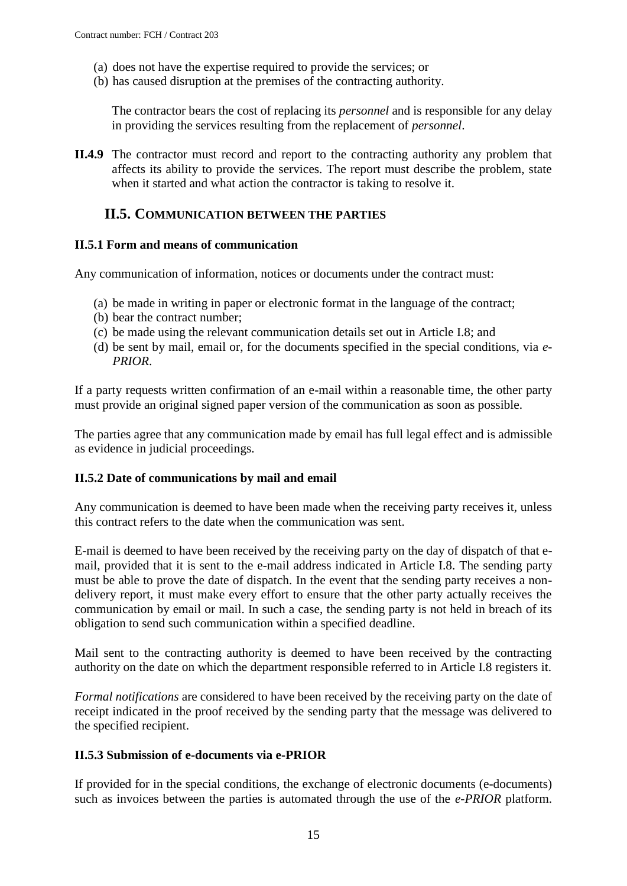(a) does not have the expertise required to provide the services; or
(b) has caused disruption at the premises of the contracting authority.

The contractor bears the cost of replacing its *personnel* and is responsible for any delay in providing the services resulting from the replacement of *personnel*.

**II.4.9** The contractor must record and report to the contracting authority any problem that affects its ability to provide the services. The report must describe the problem, state when it started and what action the contractor is taking to resolve it.

## II.5. COMMUNICATION BETWEEN THE PARTIES

### II.5.1 Form and means of communication

Any communication of information, notices or documents under the contract must:

(a) be made in writing in paper or electronic format in the language of the contract;
(b) bear the contract number;
(c) be made using the relevant communication details set out in Article I.8; and
(d) be sent by mail, email or, for the documents specified in the special conditions, via *e-PRIOR*.

If a party requests written confirmation of an e-mail within a reasonable time, the other party must provide an original signed paper version of the communication as soon as possible.

The parties agree that any communication made by email has full legal effect and is admissible as evidence in judicial proceedings.

### II.5.2 Date of communications by mail and email

Any communication is deemed to have been made when the receiving party receives it, unless this contract refers to the date when the communication was sent.

E-mail is deemed to have been received by the receiving party on the day of dispatch of that e-mail, provided that it is sent to the e-mail address indicated in Article I.8. The sending party must be able to prove the date of dispatch. In the event that the sending party receives a non-delivery report, it must make every effort to ensure that the other party actually receives the communication by email or mail. In such a case, the sending party is not held in breach of its obligation to send such communication within a specified deadline.

Mail sent to the contracting authority is deemed to have been received by the contracting authority on the date on which the department responsible referred to in Article I.8 registers it.

*Formal notifications* are considered to have been received by the receiving party on the date of receipt indicated in the proof received by the sending party that the message was delivered to the specified recipient.

### II.5.3 Submission of e-documents via e-PRIOR

If provided for in the special conditions, the exchange of electronic documents (e-documents) such as invoices between the parties is automated through the use of the *e-PRIOR* platform.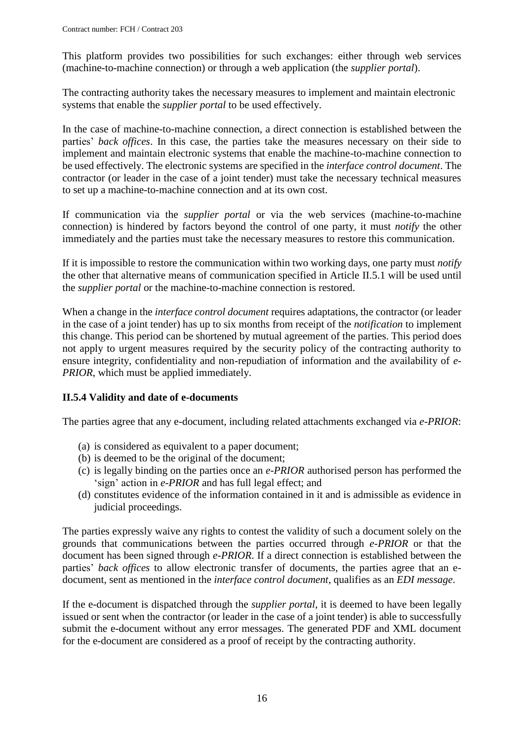This platform provides two possibilities for such exchanges: either through web services (machine-to-machine connection) or through a web application (the *supplier portal*).

The contracting authority takes the necessary measures to implement and maintain electronic systems that enable the *supplier portal* to be used effectively.

In the case of machine-to-machine connection, a direct connection is established between the parties' *back offices*. In this case, the parties take the measures necessary on their side to implement and maintain electronic systems that enable the machine-to-machine connection to be used effectively. The electronic systems are specified in the *interface control document*. The contractor (or leader in the case of a joint tender) must take the necessary technical measures to set up a machine-to-machine connection and at its own cost.

If communication via the *supplier portal* or via the web services (machine-to-machine connection) is hindered by factors beyond the control of one party, it must *notify* the other immediately and the parties must take the necessary measures to restore this communication.

If it is impossible to restore the communication within two working days, one party must *notify* the other that alternative means of communication specified in Article II.5.1 will be used until the *supplier portal* or the machine-to-machine connection is restored.

When a change in the *interface control document* requires adaptations, the contractor (or leader in the case of a joint tender) has up to six months from receipt of the *notification* to implement this change. This period can be shortened by mutual agreement of the parties. This period does not apply to urgent measures required by the security policy of the contracting authority to ensure integrity, confidentiality and non-repudiation of information and the availability of *e-PRIOR*, which must be applied immediately.

### II.5.4 Validity and date of e-documents

The parties agree that any e-document, including related attachments exchanged via *e-PRIOR*:

(a) is considered as equivalent to a paper document;
(b) is deemed to be the original of the document;
(c) is legally binding on the parties once an *e-PRIOR* authorised person has performed the 'sign' action in *e-PRIOR* and has full legal effect; and
(d) constitutes evidence of the information contained in it and is admissible as evidence in judicial proceedings.

The parties expressly waive any rights to contest the validity of such a document solely on the grounds that communications between the parties occurred through *e-PRIOR* or that the document has been signed through *e-PRIOR*. If a direct connection is established between the parties' *back offices* to allow electronic transfer of documents, the parties agree that an e-document, sent as mentioned in the *interface control document*, qualifies as an *EDI message*.

If the e-document is dispatched through the *supplier portal*, it is deemed to have been legally issued or sent when the contractor (or leader in the case of a joint tender) is able to successfully submit the e-document without any error messages. The generated PDF and XML document for the e-document are considered as a proof of receipt by the contracting authority.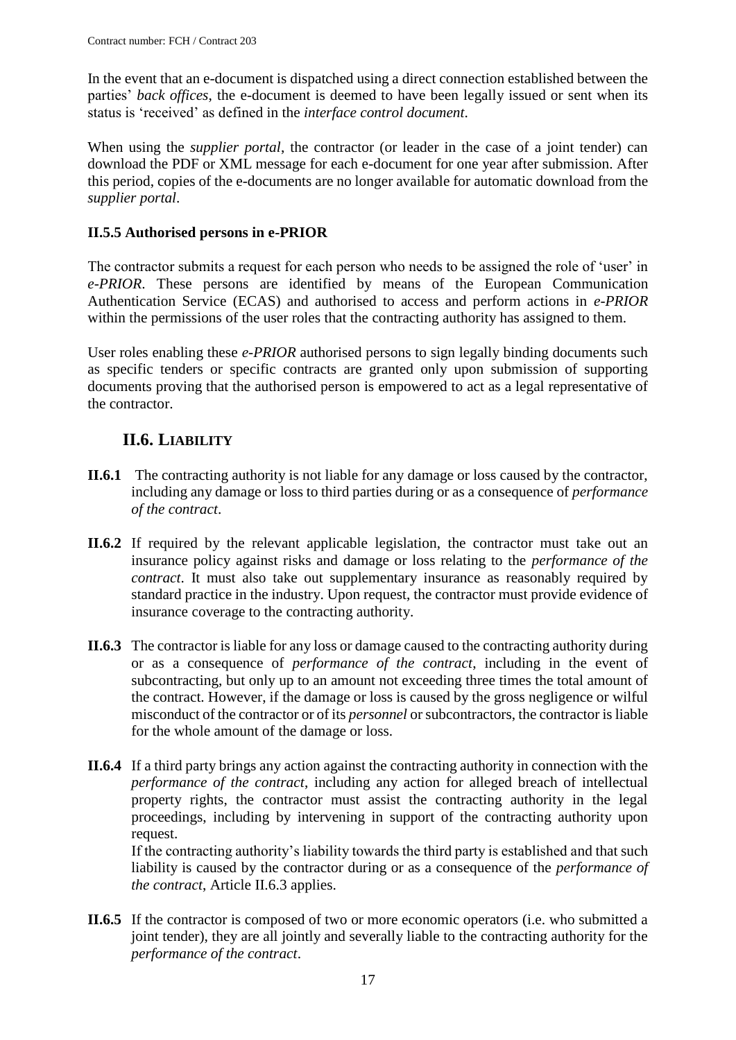In the event that an e-document is dispatched using a direct connection established between the parties' *back offices*, the e-document is deemed to have been legally issued or sent when its status is 'received' as defined in the *interface control document*.

When using the *supplier portal*, the contractor (or leader in the case of a joint tender) can download the PDF or XML message for each e-document for one year after submission. After this period, copies of the e-documents are no longer available for automatic download from the *supplier portal*.

### II.5.5 Authorised persons in e-PRIOR

The contractor submits a request for each person who needs to be assigned the role of 'user' in *e-PRIOR*. These persons are identified by means of the European Communication Authentication Service (ECAS) and authorised to access and perform actions in *e-PRIOR* within the permissions of the user roles that the contracting authority has assigned to them.

User roles enabling these *e-PRIOR* authorised persons to sign legally binding documents such as specific tenders or specific contracts are granted only upon submission of supporting documents proving that the authorised person is empowered to act as a legal representative of the contractor.

## II.6. LIABILITY

**II.6.1** The contracting authority is not liable for any damage or loss caused by the contractor, including any damage or loss to third parties during or as a consequence of *performance of the contract*.

**II.6.2** If required by the relevant applicable legislation, the contractor must take out an insurance policy against risks and damage or loss relating to the *performance of the contract*. It must also take out supplementary insurance as reasonably required by standard practice in the industry. Upon request, the contractor must provide evidence of insurance coverage to the contracting authority.

**II.6.3** The contractor is liable for any loss or damage caused to the contracting authority during or as a consequence of *performance of the contract*, including in the event of subcontracting, but only up to an amount not exceeding three times the total amount of the contract. However, if the damage or loss is caused by the gross negligence or wilful misconduct of the contractor or of its *personnel* or subcontractors, the contractor is liable for the whole amount of the damage or loss.

**II.6.4** If a third party brings any action against the contracting authority in connection with the *performance of the contract*, including any action for alleged breach of intellectual property rights, the contractor must assist the contracting authority in the legal proceedings, including by intervening in support of the contracting authority upon request.
If the contracting authority's liability towards the third party is established and that such liability is caused by the contractor during or as a consequence of the *performance of the contract*, Article II.6.3 applies.

**II.6.5** If the contractor is composed of two or more economic operators (i.e. who submitted a joint tender), they are all jointly and severally liable to the contracting authority for the *performance of the contract*.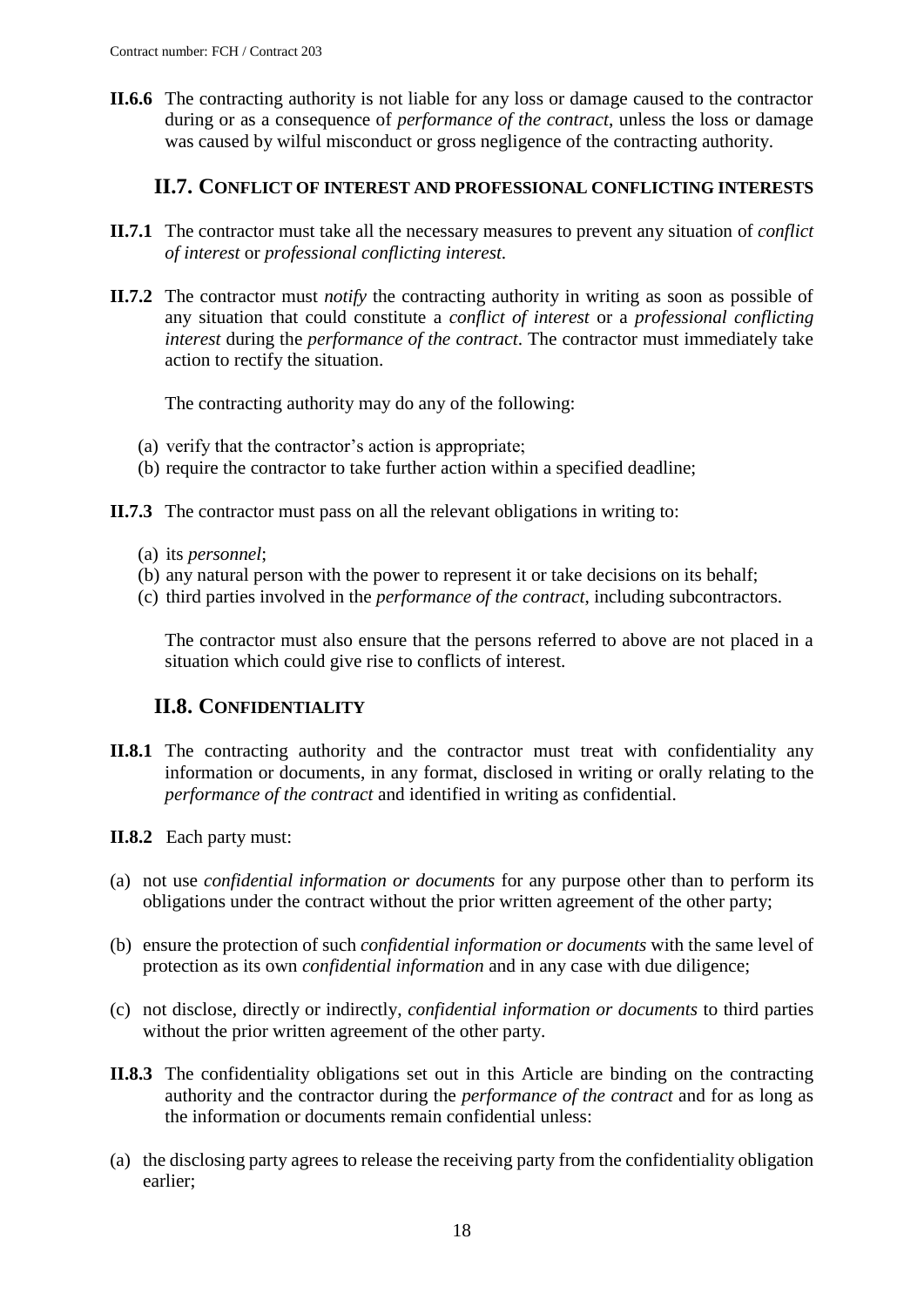**II.6.6** The contracting authority is not liable for any loss or damage caused to the contractor during or as a consequence of *performance of the contract*, unless the loss or damage was caused by wilful misconduct or gross negligence of the contracting authority.

## II.7. Conflict of interest and professional conflicting interests

**II.7.1** The contractor must take all the necessary measures to prevent any situation of *conflict of interest* or *professional conflicting interest.*

**II.7.2** The contractor must *notify* the contracting authority in writing as soon as possible of any situation that could constitute a *conflict of interest* or a *professional conflicting interest* during the *performance of the contract*. The contractor must immediately take action to rectify the situation.

The contracting authority may do any of the following:

(a) verify that the contractor's action is appropriate;
(b) require the contractor to take further action within a specified deadline;

**II.7.3** The contractor must pass on all the relevant obligations in writing to:

(a) its *personnel*;
(b) any natural person with the power to represent it or take decisions on its behalf;
(c) third parties involved in the *performance of the contract*, including subcontractors.

The contractor must also ensure that the persons referred to above are not placed in a situation which could give rise to conflicts of interest.

## II.8. Confidentiality

**II.8.1** The contracting authority and the contractor must treat with confidentiality any information or documents, in any format, disclosed in writing or orally relating to the *performance of the contract* and identified in writing as confidential.

**II.8.2** Each party must:

(a) not use *confidential information or documents* for any purpose other than to perform its obligations under the contract without the prior written agreement of the other party;

(b) ensure the protection of such *confidential information or documents* with the same level of protection as its own *confidential information* and in any case with due diligence;

(c) not disclose, directly or indirectly, *confidential information or documents* to third parties without the prior written agreement of the other party.

**II.8.3** The confidentiality obligations set out in this Article are binding on the contracting authority and the contractor during the *performance of the contract* and for as long as the information or documents remain confidential unless:

(a) the disclosing party agrees to release the receiving party from the confidentiality obligation earlier;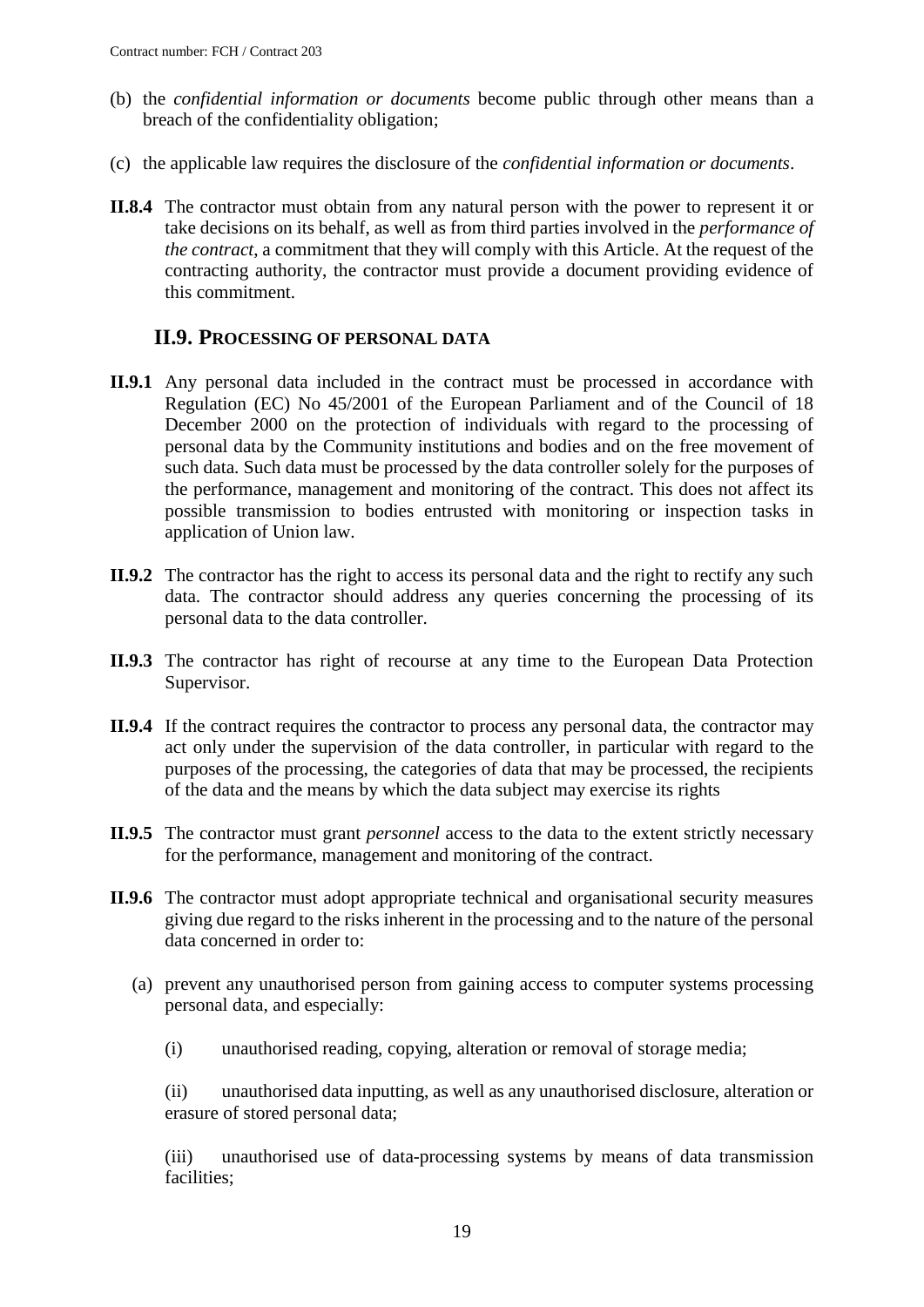(b) the *confidential information or documents* become public through other means than a breach of the confidentiality obligation;

(c) the applicable law requires the disclosure of the *confidential information or documents*.

**II.8.4** The contractor must obtain from any natural person with the power to represent it or take decisions on its behalf, as well as from third parties involved in the *performance of the contract*, a commitment that they will comply with this Article. At the request of the contracting authority, the contractor must provide a document providing evidence of this commitment.

## II.9. PROCESSING OF PERSONAL DATA

**II.9.1** Any personal data included in the contract must be processed in accordance with Regulation (EC) No 45/2001 of the European Parliament and of the Council of 18 December 2000 on the protection of individuals with regard to the processing of personal data by the Community institutions and bodies and on the free movement of such data. Such data must be processed by the data controller solely for the purposes of the performance, management and monitoring of the contract. This does not affect its possible transmission to bodies entrusted with monitoring or inspection tasks in application of Union law.

**II.9.2** The contractor has the right to access its personal data and the right to rectify any such data. The contractor should address any queries concerning the processing of its personal data to the data controller.

**II.9.3** The contractor has right of recourse at any time to the European Data Protection Supervisor.

**II.9.4** If the contract requires the contractor to process any personal data, the contractor may act only under the supervision of the data controller, in particular with regard to the purposes of the processing, the categories of data that may be processed, the recipients of the data and the means by which the data subject may exercise its rights

**II.9.5** The contractor must grant *personnel* access to the data to the extent strictly necessary for the performance, management and monitoring of the contract.

**II.9.6** The contractor must adopt appropriate technical and organisational security measures giving due regard to the risks inherent in the processing and to the nature of the personal data concerned in order to:

(a) prevent any unauthorised person from gaining access to computer systems processing personal data, and especially:

(i) unauthorised reading, copying, alteration or removal of storage media;

(ii) unauthorised data inputting, as well as any unauthorised disclosure, alteration or erasure of stored personal data;

(iii) unauthorised use of data-processing systems by means of data transmission facilities;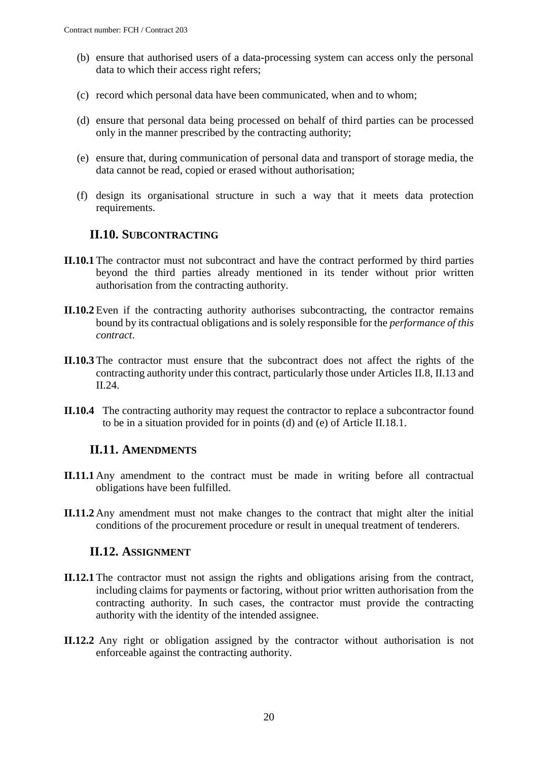(b) ensure that authorised users of a data-processing system can access only the personal data to which their access right refers;

(c) record which personal data have been communicated, when and to whom;

(d) ensure that personal data being processed on behalf of third parties can be processed only in the manner prescribed by the contracting authority;

(e) ensure that, during communication of personal data and transport of storage media, the data cannot be read, copied or erased without authorisation;

(f) design its organisational structure in such a way that it meets data protection requirements.

## II.10. Subcontracting

**II.10.1** The contractor must not subcontract and have the contract performed by third parties beyond the third parties already mentioned in its tender without prior written authorisation from the contracting authority.

**II.10.2** Even if the contracting authority authorises subcontracting, the contractor remains bound by its contractual obligations and is solely responsible for the *performance of this contract*.

**II.10.3** The contractor must ensure that the subcontract does not affect the rights of the contracting authority under this contract, particularly those under Articles II.8, II.13 and II.24.

**II.10.4** The contracting authority may request the contractor to replace a subcontractor found to be in a situation provided for in points (d) and (e) of Article II.18.1.

## II.11. Amendments

**II.11.1** Any amendment to the contract must be made in writing before all contractual obligations have been fulfilled.

**II.11.2** Any amendment must not make changes to the contract that might alter the initial conditions of the procurement procedure or result in unequal treatment of tenderers.

## II.12. Assignment

**II.12.1** The contractor must not assign the rights and obligations arising from the contract, including claims for payments or factoring, without prior written authorisation from the contracting authority. In such cases, the contractor must provide the contracting authority with the identity of the intended assignee.

**II.12.2** Any right or obligation assigned by the contractor without authorisation is not enforceable against the contracting authority.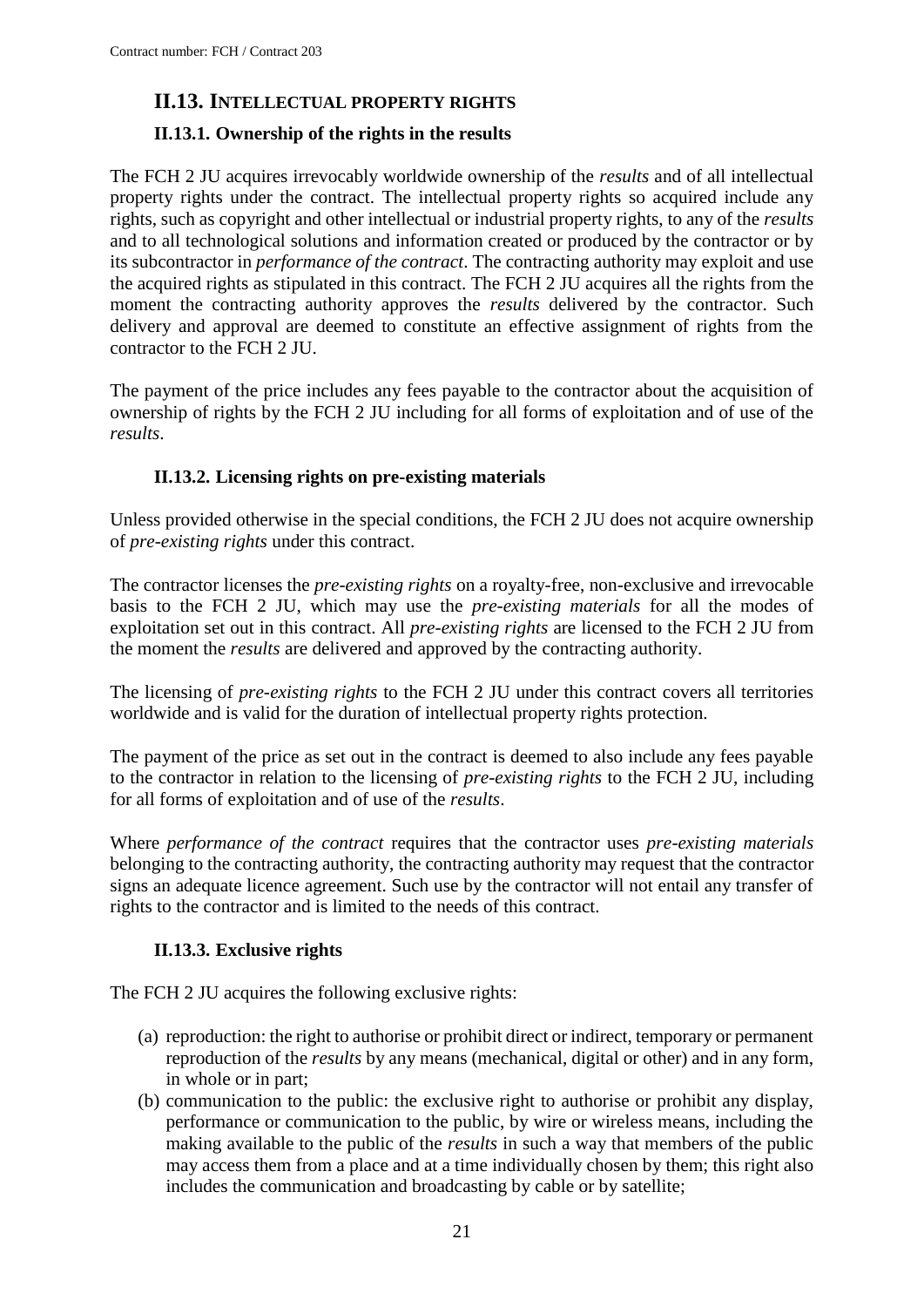## II.13. INTELLECTUAL PROPERTY RIGHTS

### II.13.1. Ownership of the rights in the results

The FCH 2 JU acquires irrevocably worldwide ownership of the *results* and of all intellectual property rights under the contract. The intellectual property rights so acquired include any rights, such as copyright and other intellectual or industrial property rights, to any of the *results* and to all technological solutions and information created or produced by the contractor or by its subcontractor in *performance of the contract*. The contracting authority may exploit and use the acquired rights as stipulated in this contract. The FCH 2 JU acquires all the rights from the moment the contracting authority approves the *results* delivered by the contractor. Such delivery and approval are deemed to constitute an effective assignment of rights from the contractor to the FCH 2 JU.

The payment of the price includes any fees payable to the contractor about the acquisition of ownership of rights by the FCH 2 JU including for all forms of exploitation and of use of the *results*.

### II.13.2. Licensing rights on pre-existing materials

Unless provided otherwise in the special conditions, the FCH 2 JU does not acquire ownership of *pre-existing rights* under this contract.

The contractor licenses the *pre-existing rights* on a royalty-free, non-exclusive and irrevocable basis to the FCH 2 JU, which may use the *pre-existing materials* for all the modes of exploitation set out in this contract. All *pre-existing rights* are licensed to the FCH 2 JU from the moment the *results* are delivered and approved by the contracting authority.

The licensing of *pre-existing rights* to the FCH 2 JU under this contract covers all territories worldwide and is valid for the duration of intellectual property rights protection.

The payment of the price as set out in the contract is deemed to also include any fees payable to the contractor in relation to the licensing of *pre-existing rights* to the FCH 2 JU, including for all forms of exploitation and of use of the *results*.

Where *performance of the contract* requires that the contractor uses *pre-existing materials* belonging to the contracting authority, the contracting authority may request that the contractor signs an adequate licence agreement. Such use by the contractor will not entail any transfer of rights to the contractor and is limited to the needs of this contract.

### II.13.3. Exclusive rights

The FCH 2 JU acquires the following exclusive rights:

(a) reproduction: the right to authorise or prohibit direct or indirect, temporary or permanent reproduction of the *results* by any means (mechanical, digital or other) and in any form, in whole or in part;

(b) communication to the public: the exclusive right to authorise or prohibit any display, performance or communication to the public, by wire or wireless means, including the making available to the public of the *results* in such a way that members of the public may access them from a place and at a time individually chosen by them; this right also includes the communication and broadcasting by cable or by satellite;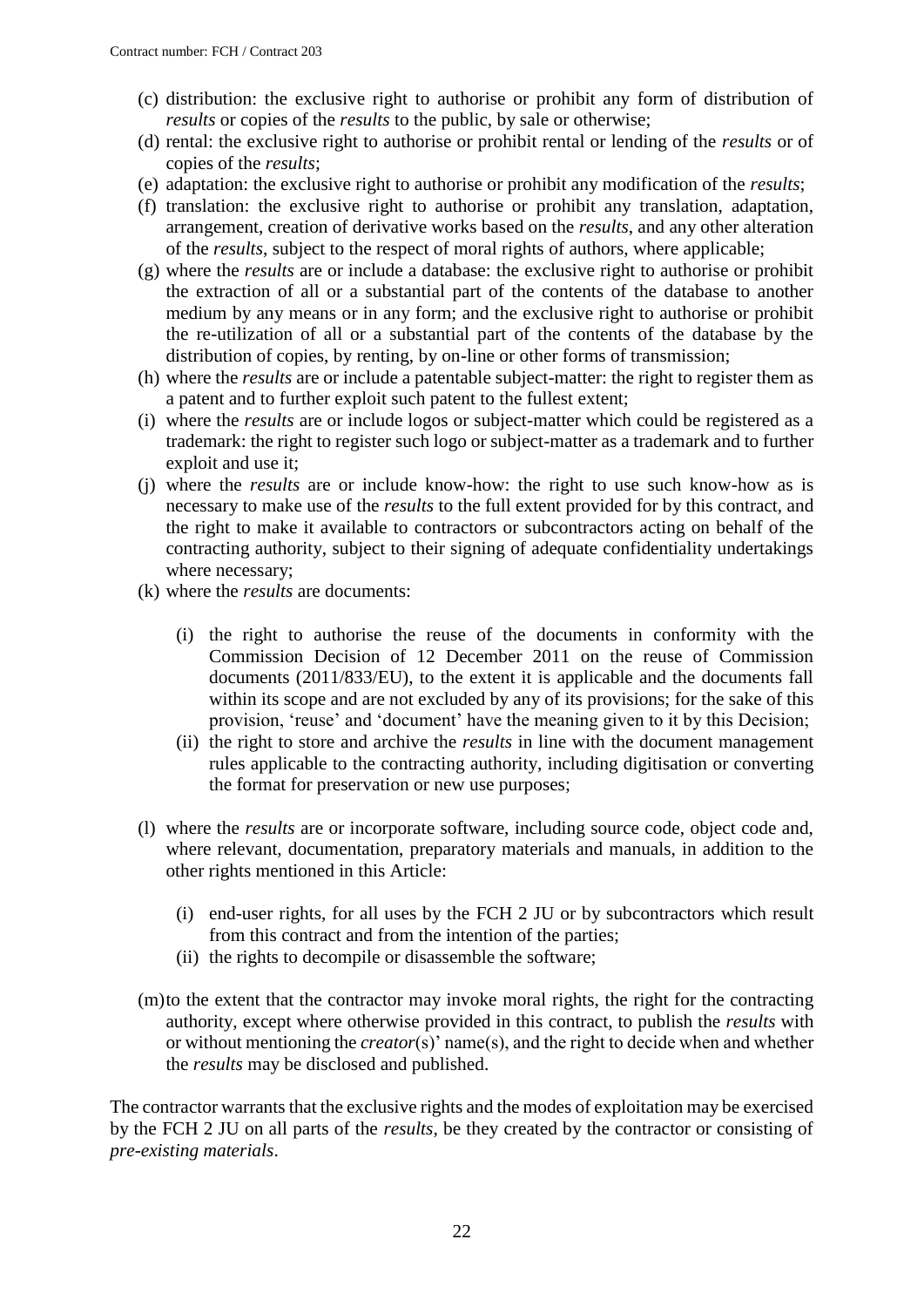(c) distribution: the exclusive right to authorise or prohibit any form of distribution of *results* or copies of the *results* to the public, by sale or otherwise;

(d) rental: the exclusive right to authorise or prohibit rental or lending of the *results* or of copies of the *results*;

(e) adaptation: the exclusive right to authorise or prohibit any modification of the *results*;

(f) translation: the exclusive right to authorise or prohibit any translation, adaptation, arrangement, creation of derivative works based on the *results*, and any other alteration of the *results*, subject to the respect of moral rights of authors, where applicable;

(g) where the *results* are or include a database: the exclusive right to authorise or prohibit the extraction of all or a substantial part of the contents of the database to another medium by any means or in any form; and the exclusive right to authorise or prohibit the re-utilization of all or a substantial part of the contents of the database by the distribution of copies, by renting, by on-line or other forms of transmission;

(h) where the *results* are or include a patentable subject-matter: the right to register them as a patent and to further exploit such patent to the fullest extent;

(i) where the *results* are or include logos or subject-matter which could be registered as a trademark: the right to register such logo or subject-matter as a trademark and to further exploit and use it;

(j) where the *results* are or include know-how: the right to use such know-how as is necessary to make use of the *results* to the full extent provided for by this contract, and the right to make it available to contractors or subcontractors acting on behalf of the contracting authority, subject to their signing of adequate confidentiality undertakings where necessary;

(k) where the *results* are documents:

   (i) the right to authorise the reuse of the documents in conformity with the Commission Decision of 12 December 2011 on the reuse of Commission documents (2011/833/EU), to the extent it is applicable and the documents fall within its scope and are not excluded by any of its provisions; for the sake of this provision, 'reuse' and 'document' have the meaning given to it by this Decision;

   (ii) the right to store and archive the *results* in line with the document management rules applicable to the contracting authority, including digitisation or converting the format for preservation or new use purposes;

(l) where the *results* are or incorporate software, including source code, object code and, where relevant, documentation, preparatory materials and manuals, in addition to the other rights mentioned in this Article:

   (i) end-user rights, for all uses by the FCH 2 JU or by subcontractors which result from this contract and from the intention of the parties;

   (ii) the rights to decompile or disassemble the software;

(m) to the extent that the contractor may invoke moral rights, the right for the contracting authority, except where otherwise provided in this contract, to publish the *results* with or without mentioning the *creator*(s)' name(s), and the right to decide when and whether the *results* may be disclosed and published.

The contractor warrants that the exclusive rights and the modes of exploitation may be exercised by the FCH 2 JU on all parts of the *results*, be they created by the contractor or consisting of *pre-existing materials*.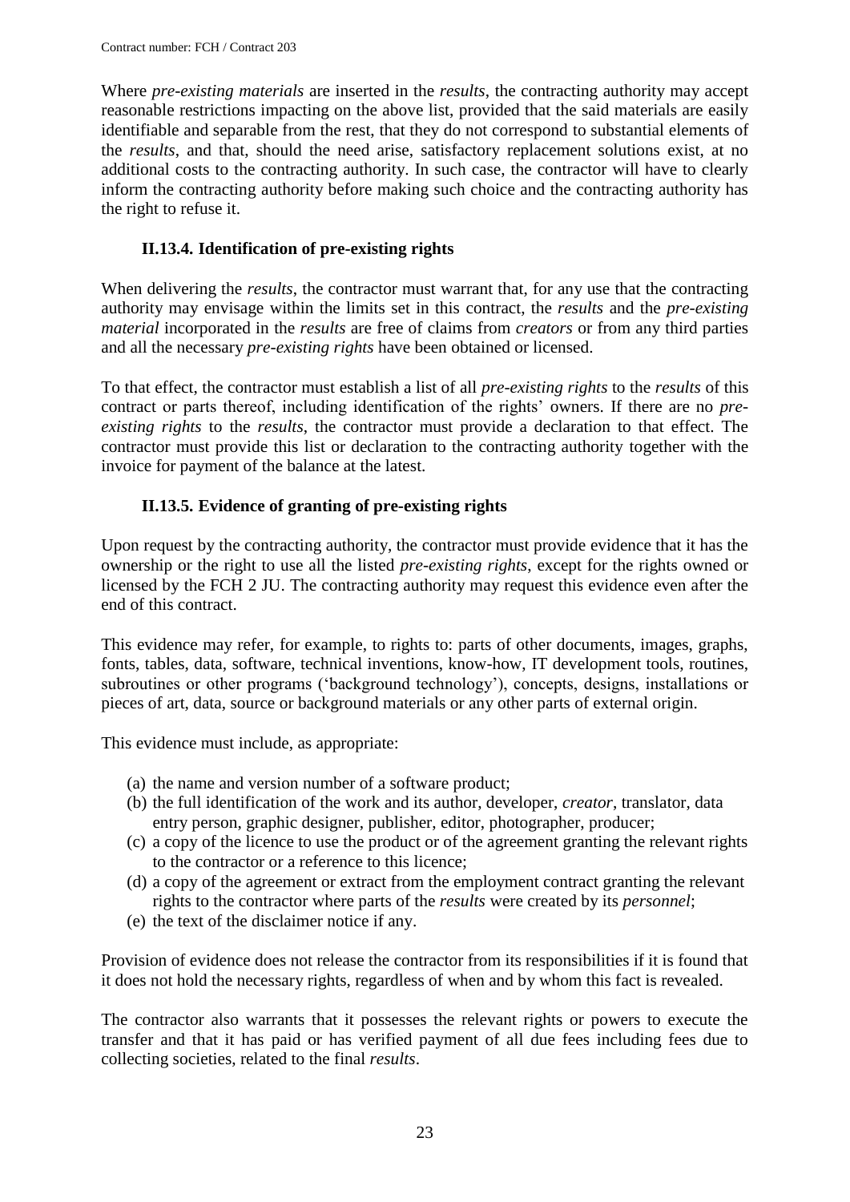Where *pre-existing materials* are inserted in the *results*, the contracting authority may accept reasonable restrictions impacting on the above list, provided that the said materials are easily identifiable and separable from the rest, that they do not correspond to substantial elements of the *results*, and that, should the need arise, satisfactory replacement solutions exist, at no additional costs to the contracting authority. In such case, the contractor will have to clearly inform the contracting authority before making such choice and the contracting authority has the right to refuse it.

### II.13.4. Identification of pre-existing rights

When delivering the *results*, the contractor must warrant that, for any use that the contracting authority may envisage within the limits set in this contract, the *results* and the *pre-existing material* incorporated in the *results* are free of claims from *creators* or from any third parties and all the necessary *pre-existing rights* have been obtained or licensed.

To that effect, the contractor must establish a list of all *pre-existing rights* to the *results* of this contract or parts thereof, including identification of the rights' owners. If there are no *pre-existing rights* to the *results*, the contractor must provide a declaration to that effect. The contractor must provide this list or declaration to the contracting authority together with the invoice for payment of the balance at the latest.

### II.13.5. Evidence of granting of pre-existing rights

Upon request by the contracting authority, the contractor must provide evidence that it has the ownership or the right to use all the listed *pre-existing rights*, except for the rights owned or licensed by the FCH 2 JU. The contracting authority may request this evidence even after the end of this contract.

This evidence may refer, for example, to rights to: parts of other documents, images, graphs, fonts, tables, data, software, technical inventions, know-how, IT development tools, routines, subroutines or other programs ('background technology'), concepts, designs, installations or pieces of art, data, source or background materials or any other parts of external origin.

This evidence must include, as appropriate:

(a) the name and version number of a software product;
(b) the full identification of the work and its author, developer, *creator*, translator, data entry person, graphic designer, publisher, editor, photographer, producer;
(c) a copy of the licence to use the product or of the agreement granting the relevant rights to the contractor or a reference to this licence;
(d) a copy of the agreement or extract from the employment contract granting the relevant rights to the contractor where parts of the *results* were created by its *personnel*;
(e) the text of the disclaimer notice if any.

Provision of evidence does not release the contractor from its responsibilities if it is found that it does not hold the necessary rights, regardless of when and by whom this fact is revealed.

The contractor also warrants that it possesses the relevant rights or powers to execute the transfer and that it has paid or has verified payment of all due fees including fees due to collecting societies, related to the final *results*.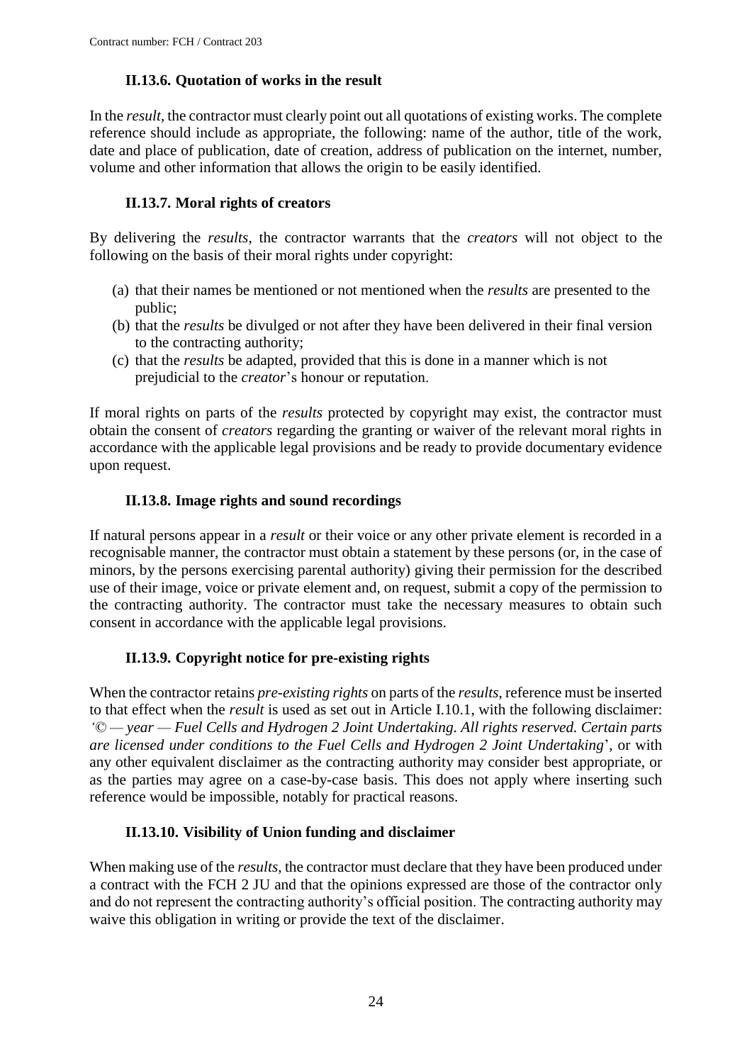### II.13.6. Quotation of works in the result

In the *result*, the contractor must clearly point out all quotations of existing works. The complete reference should include as appropriate, the following: name of the author, title of the work, date and place of publication, date of creation, address of publication on the internet, number, volume and other information that allows the origin to be easily identified.

### II.13.7. Moral rights of creators

By delivering the *results*, the contractor warrants that the *creators* will not object to the following on the basis of their moral rights under copyright:

(a) that their names be mentioned or not mentioned when the *results* are presented to the public;
(b) that the *results* be divulged or not after they have been delivered in their final version to the contracting authority;
(c) that the *results* be adapted, provided that this is done in a manner which is not prejudicial to the *creator*'s honour or reputation.

If moral rights on parts of the *results* protected by copyright may exist, the contractor must obtain the consent of *creators* regarding the granting or waiver of the relevant moral rights in accordance with the applicable legal provisions and be ready to provide documentary evidence upon request.

### II.13.8. Image rights and sound recordings

If natural persons appear in a *result* or their voice or any other private element is recorded in a recognisable manner, the contractor must obtain a statement by these persons (or, in the case of minors, by the persons exercising parental authority) giving their permission for the described use of their image, voice or private element and, on request, submit a copy of the permission to the contracting authority. The contractor must take the necessary measures to obtain such consent in accordance with the applicable legal provisions.

### II.13.9. Copyright notice for pre-existing rights

When the contractor retains *pre-existing rights* on parts of the *results*, reference must be inserted to that effect when the *result* is used as set out in Article I.10.1, with the following disclaimer: '*© — year — Fuel Cells and Hydrogen 2 Joint Undertaking. All rights reserved. Certain parts are licensed under conditions to the Fuel Cells and Hydrogen 2 Joint Undertaking*', or with any other equivalent disclaimer as the contracting authority may consider best appropriate, or as the parties may agree on a case-by-case basis. This does not apply where inserting such reference would be impossible, notably for practical reasons.

### II.13.10. Visibility of Union funding and disclaimer

When making use of the *results*, the contractor must declare that they have been produced under a contract with the FCH 2 JU and that the opinions expressed are those of the contractor only and do not represent the contracting authority's official position. The contracting authority may waive this obligation in writing or provide the text of the disclaimer.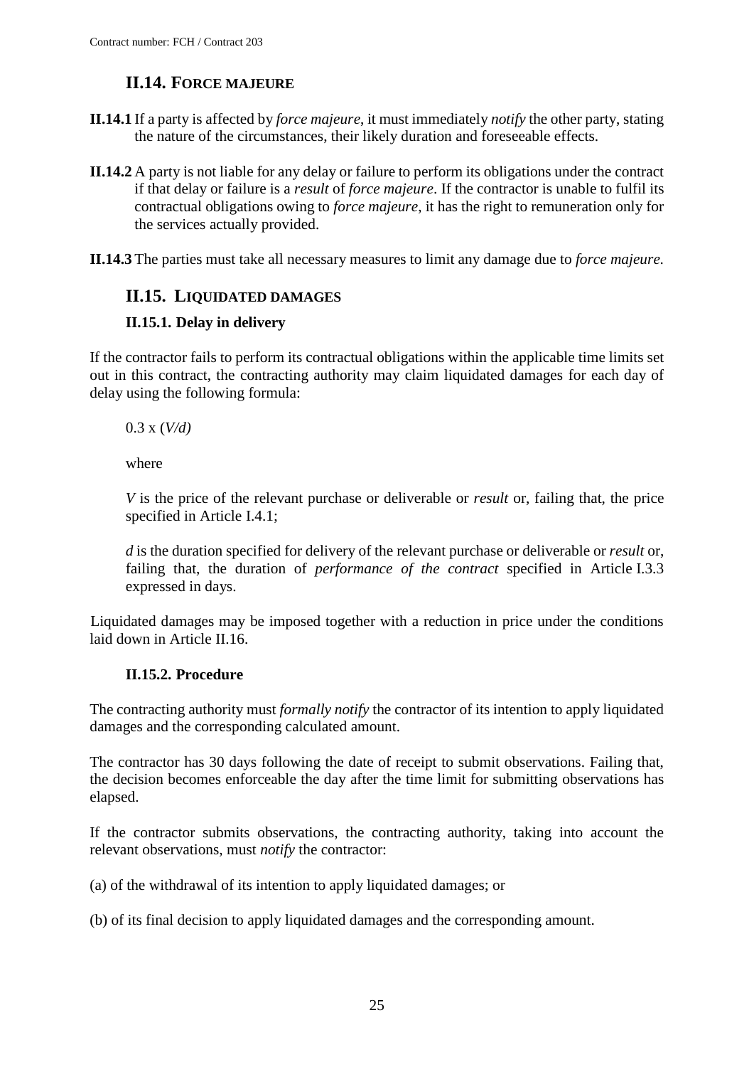## II.14. FORCE MAJEURE

**II.14.1** If a party is affected by *force majeure*, it must immediately *notify* the other party, stating the nature of the circumstances, their likely duration and foreseeable effects.

**II.14.2** A party is not liable for any delay or failure to perform its obligations under the contract if that delay or failure is a *result* of *force majeure*. If the contractor is unable to fulfil its contractual obligations owing to *force majeure*, it has the right to remuneration only for the services actually provided.

**II.14.3** The parties must take all necessary measures to limit any damage due to *force majeure.*

## II.15. LIQUIDATED DAMAGES

### II.15.1. Delay in delivery

If the contractor fails to perform its contractual obligations within the applicable time limits set out in this contract, the contracting authority may claim liquidated damages for each day of delay using the following formula:

$0.3 \times (V/d)$

where

$V$ is the price of the relevant purchase or deliverable or *result* or, failing that, the price specified in Article I.4.1;

$d$ is the duration specified for delivery of the relevant purchase or deliverable or *result* or, failing that, the duration of *performance of the contract* specified in Article I.3.3 expressed in days.

Liquidated damages may be imposed together with a reduction in price under the conditions laid down in Article II.16.

### II.15.2. Procedure

The contracting authority must *formally notify* the contractor of its intention to apply liquidated damages and the corresponding calculated amount.

The contractor has 30 days following the date of receipt to submit observations. Failing that, the decision becomes enforceable the day after the time limit for submitting observations has elapsed.

If the contractor submits observations, the contracting authority, taking into account the relevant observations, must *notify* the contractor:

(a) of the withdrawal of its intention to apply liquidated damages; or

(b) of its final decision to apply liquidated damages and the corresponding amount.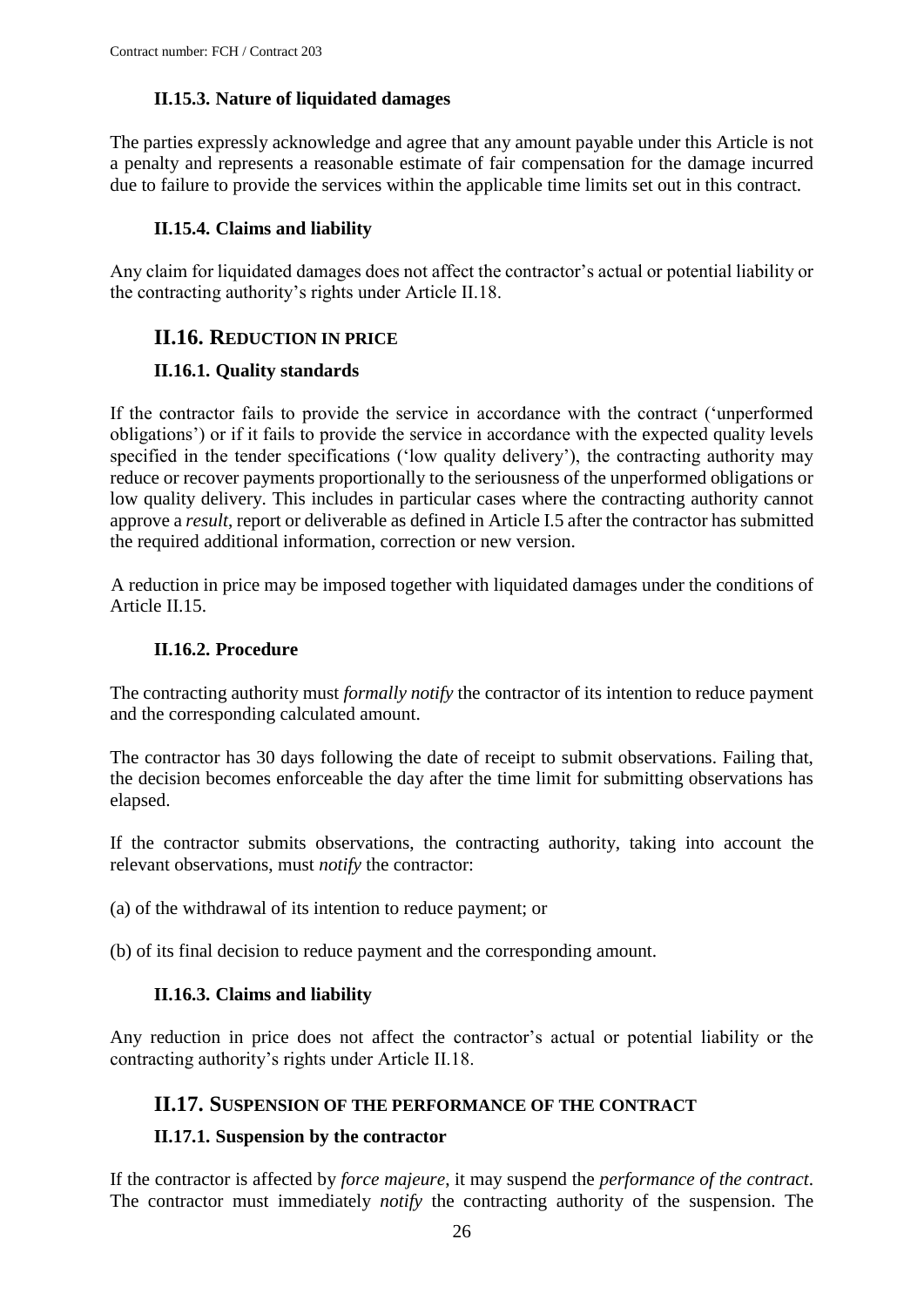### II.15.3. Nature of liquidated damages

The parties expressly acknowledge and agree that any amount payable under this Article is not a penalty and represents a reasonable estimate of fair compensation for the damage incurred due to failure to provide the services within the applicable time limits set out in this contract.

### II.15.4. Claims and liability

Any claim for liquidated damages does not affect the contractor's actual or potential liability or the contracting authority's rights under Article II.18.

## II.16. Reduction in price

### II.16.1. Quality standards

If the contractor fails to provide the service in accordance with the contract ('unperformed obligations') or if it fails to provide the service in accordance with the expected quality levels specified in the tender specifications ('low quality delivery'), the contracting authority may reduce or recover payments proportionally to the seriousness of the unperformed obligations or low quality delivery. This includes in particular cases where the contracting authority cannot approve a *result*, report or deliverable as defined in Article I.5 after the contractor has submitted the required additional information, correction or new version.

A reduction in price may be imposed together with liquidated damages under the conditions of Article II.15.

### II.16.2. Procedure

The contracting authority must *formally notify* the contractor of its intention to reduce payment and the corresponding calculated amount.

The contractor has 30 days following the date of receipt to submit observations. Failing that, the decision becomes enforceable the day after the time limit for submitting observations has elapsed.

If the contractor submits observations, the contracting authority, taking into account the relevant observations, must *notify* the contractor:

(a) of the withdrawal of its intention to reduce payment; or

(b) of its final decision to reduce payment and the corresponding amount.

### II.16.3. Claims and liability

Any reduction in price does not affect the contractor's actual or potential liability or the contracting authority's rights under Article II.18.

## II.17. Suspension of the performance of the contract

### II.17.1. Suspension by the contractor

If the contractor is affected by *force majeure*, it may suspend the *performance of the contract*. The contractor must immediately *notify* the contracting authority of the suspension. The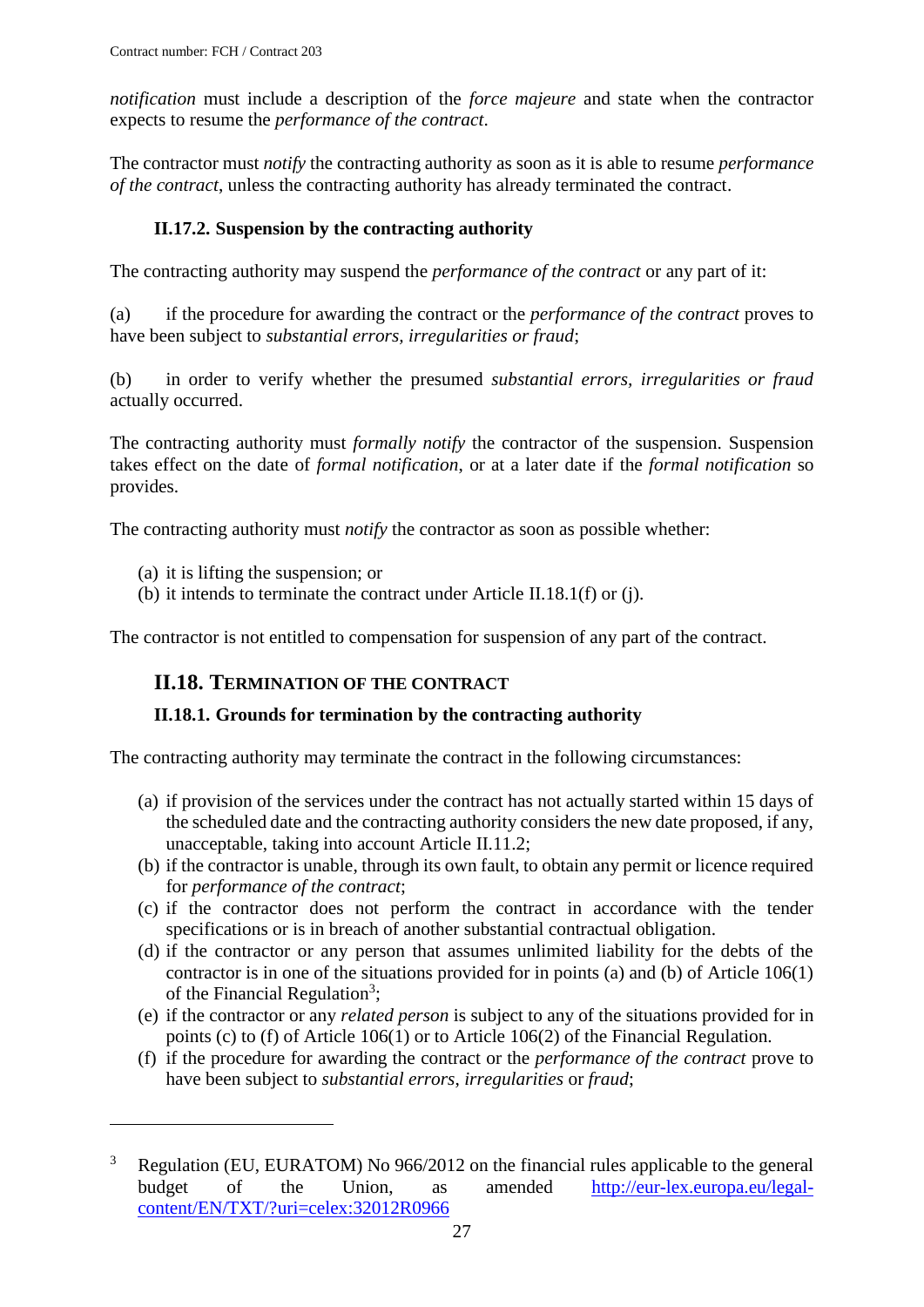*notification* must include a description of the *force majeure* and state when the contractor expects to resume the *performance of the contract*.

The contractor must *notify* the contracting authority as soon as it is able to resume *performance of the contract*, unless the contracting authority has already terminated the contract.

### II.17.2. Suspension by the contracting authority

The contracting authority may suspend the *performance of the contract* or any part of it:

(a) if the procedure for awarding the contract or the *performance of the contract* proves to have been subject to *substantial errors, irregularities or fraud*;

(b) in order to verify whether the presumed *substantial errors, irregularities or fraud* actually occurred.

The contracting authority must *formally notify* the contractor of the suspension. Suspension takes effect on the date of *formal notification*, or at a later date if the *formal notification* so provides.

The contracting authority must *notify* the contractor as soon as possible whether:

(a) it is lifting the suspension; or
(b) it intends to terminate the contract under Article II.18.1(f) or (j).

The contractor is not entitled to compensation for suspension of any part of the contract.

## II.18. TERMINATION OF THE CONTRACT

### II.18.1. Grounds for termination by the contracting authority

The contracting authority may terminate the contract in the following circumstances:

(a) if provision of the services under the contract has not actually started within 15 days of the scheduled date and the contracting authority considers the new date proposed, if any, unacceptable, taking into account Article II.11.2;
(b) if the contractor is unable, through its own fault, to obtain any permit or licence required for *performance of the contract*;
(c) if the contractor does not perform the contract in accordance with the tender specifications or is in breach of another substantial contractual obligation.
(d) if the contractor or any person that assumes unlimited liability for the debts of the contractor is in one of the situations provided for in points (a) and (b) of Article 106(1) of the Financial Regulation[3];
(e) if the contractor or any *related person* is subject to any of the situations provided for in points (c) to (f) of Article 106(1) or to Article 106(2) of the Financial Regulation.
(f) if the procedure for awarding the contract or the *performance of the contract* prove to have been subject to *substantial errors*, *irregularities* or *fraud*;

[3] Regulation (EU, EURATOM) No 966/2012 on the financial rules applicable to the general budget of the Union, as amended http://eur-lex.europa.eu/legal-content/EN/TXT/?uri=celex:32012R0966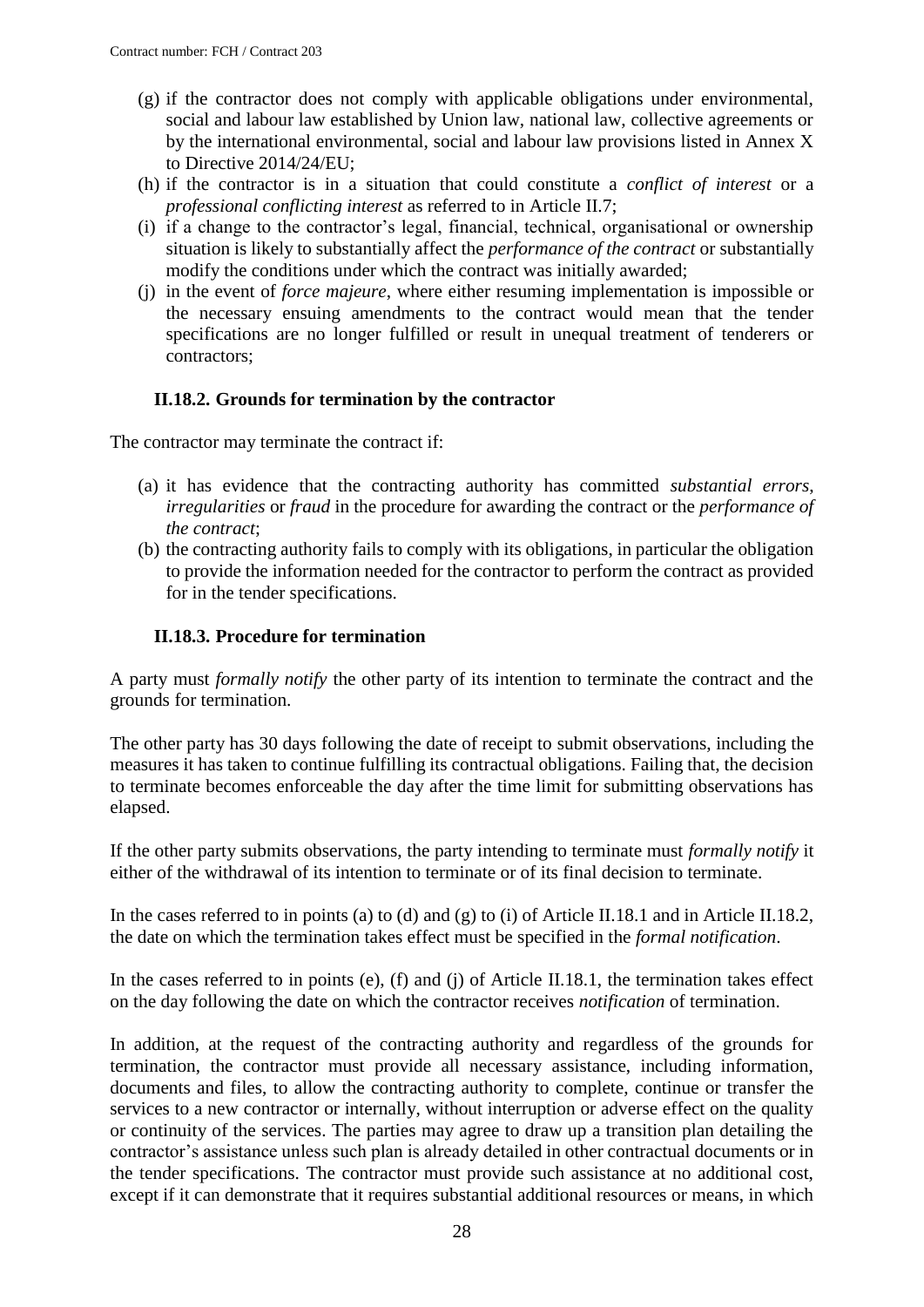(g) if the contractor does not comply with applicable obligations under environmental, social and labour law established by Union law, national law, collective agreements or by the international environmental, social and labour law provisions listed in Annex X to Directive 2014/24/EU;

(h) if the contractor is in a situation that could constitute a *conflict of interest* or a *professional conflicting interest* as referred to in Article II.7;

(i) if a change to the contractor's legal, financial, technical, organisational or ownership situation is likely to substantially affect the *performance of the contract* or substantially modify the conditions under which the contract was initially awarded;

(j) in the event of *force majeure*, where either resuming implementation is impossible or the necessary ensuing amendments to the contract would mean that the tender specifications are no longer fulfilled or result in unequal treatment of tenderers or contractors;

### II.18.2. Grounds for termination by the contractor

The contractor may terminate the contract if:

(a) it has evidence that the contracting authority has committed *substantial errors*, *irregularities* or *fraud* in the procedure for awarding the contract or the *performance of the contract*;

(b) the contracting authority fails to comply with its obligations, in particular the obligation to provide the information needed for the contractor to perform the contract as provided for in the tender specifications.

### II.18.3. Procedure for termination

A party must *formally notify* the other party of its intention to terminate the contract and the grounds for termination.

The other party has 30 days following the date of receipt to submit observations, including the measures it has taken to continue fulfilling its contractual obligations. Failing that, the decision to terminate becomes enforceable the day after the time limit for submitting observations has elapsed.

If the other party submits observations, the party intending to terminate must *formally notify* it either of the withdrawal of its intention to terminate or of its final decision to terminate.

In the cases referred to in points (a) to (d) and (g) to (i) of Article II.18.1 and in Article II.18.2, the date on which the termination takes effect must be specified in the *formal notification*.

In the cases referred to in points (e), (f) and (j) of Article II.18.1, the termination takes effect on the day following the date on which the contractor receives *notification* of termination.

In addition, at the request of the contracting authority and regardless of the grounds for termination, the contractor must provide all necessary assistance, including information, documents and files, to allow the contracting authority to complete, continue or transfer the services to a new contractor or internally, without interruption or adverse effect on the quality or continuity of the services. The parties may agree to draw up a transition plan detailing the contractor's assistance unless such plan is already detailed in other contractual documents or in the tender specifications. The contractor must provide such assistance at no additional cost, except if it can demonstrate that it requires substantial additional resources or means, in which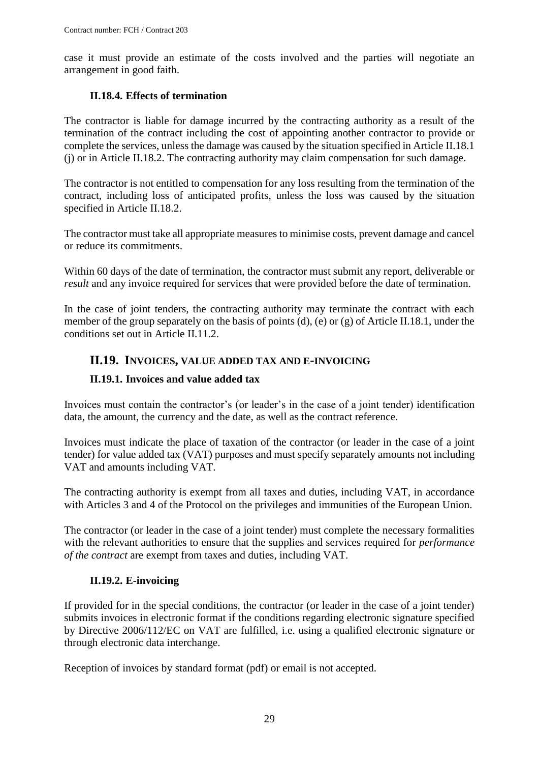case it must provide an estimate of the costs involved and the parties will negotiate an arrangement in good faith.

### II.18.4. Effects of termination

The contractor is liable for damage incurred by the contracting authority as a result of the termination of the contract including the cost of appointing another contractor to provide or complete the services, unless the damage was caused by the situation specified in Article II.18.1 (j) or in Article II.18.2. The contracting authority may claim compensation for such damage.

The contractor is not entitled to compensation for any loss resulting from the termination of the contract, including loss of anticipated profits, unless the loss was caused by the situation specified in Article II.18.2.

The contractor must take all appropriate measures to minimise costs, prevent damage and cancel or reduce its commitments.

Within 60 days of the date of termination, the contractor must submit any report, deliverable or *result* and any invoice required for services that were provided before the date of termination.

In the case of joint tenders, the contracting authority may terminate the contract with each member of the group separately on the basis of points (d), (e) or (g) of Article II.18.1, under the conditions set out in Article II.11.2.

## II.19. INVOICES, VALUE ADDED TAX AND E-INVOICING

### II.19.1. Invoices and value added tax

Invoices must contain the contractor's (or leader's in the case of a joint tender) identification data, the amount, the currency and the date, as well as the contract reference.

Invoices must indicate the place of taxation of the contractor (or leader in the case of a joint tender) for value added tax (VAT) purposes and must specify separately amounts not including VAT and amounts including VAT.

The contracting authority is exempt from all taxes and duties, including VAT, in accordance with Articles 3 and 4 of the Protocol on the privileges and immunities of the European Union.

The contractor (or leader in the case of a joint tender) must complete the necessary formalities with the relevant authorities to ensure that the supplies and services required for *performance of the contract* are exempt from taxes and duties, including VAT.

### II.19.2. E-invoicing

If provided for in the special conditions, the contractor (or leader in the case of a joint tender) submits invoices in electronic format if the conditions regarding electronic signature specified by Directive 2006/112/EC on VAT are fulfilled, i.e. using a qualified electronic signature or through electronic data interchange.

Reception of invoices by standard format (pdf) or email is not accepted.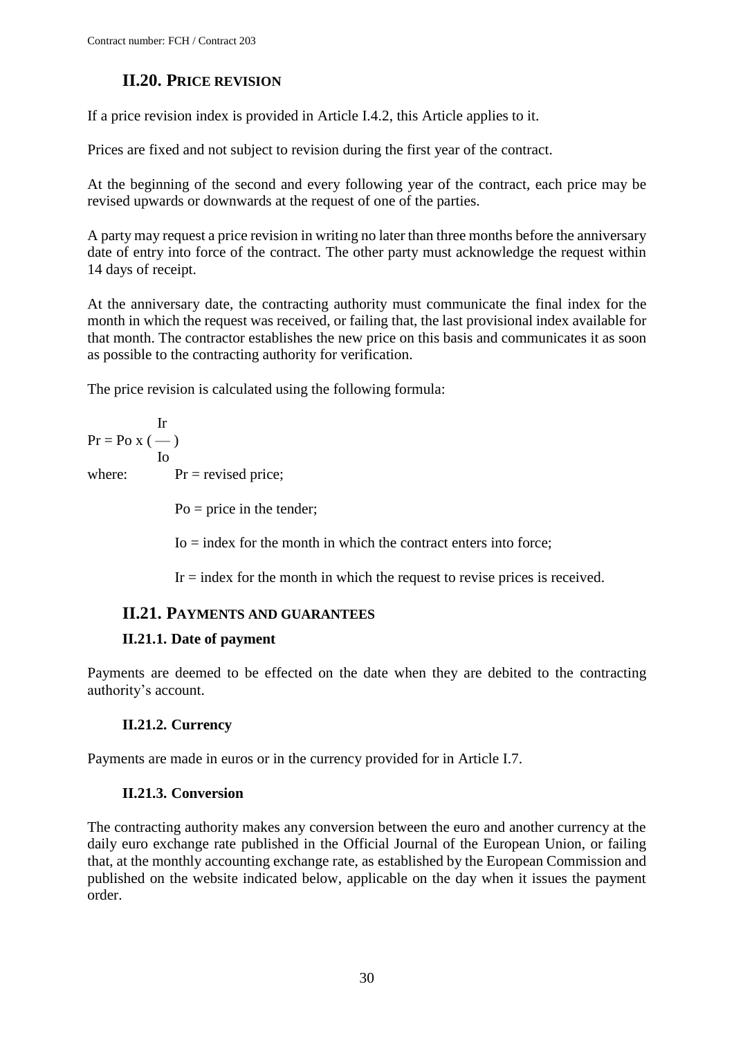## II.20. PRICE REVISION

If a price revision index is provided in Article I.4.2, this Article applies to it.

Prices are fixed and not subject to revision during the first year of the contract.

At the beginning of the second and every following year of the contract, each price may be revised upwards or downwards at the request of one of the parties.

A party may request a price revision in writing no later than three months before the anniversary date of entry into force of the contract. The other party must acknowledge the request within 14 days of receipt.

At the anniversary date, the contracting authority must communicate the final index for the month in which the request was received, or failing that, the last provisional index available for that month. The contractor establishes the new price on this basis and communicates it as soon as possible to the contracting authority for verification.

The price revision is calculated using the following formula:

$$Pr = Po \times \left( \frac{Ir}{Io} \right)$$

where: $Pr$ = revised price;

$Po$ = price in the tender;

$Io$ = index for the month in which the contract enters into force;

$Ir$ = index for the month in which the request to revise prices is received.

## II.21. PAYMENTS AND GUARANTEES

### II.21.1. Date of payment

Payments are deemed to be effected on the date when they are debited to the contracting authority's account.

### II.21.2. Currency

Payments are made in euros or in the currency provided for in Article I.7.

### II.21.3. Conversion

The contracting authority makes any conversion between the euro and another currency at the daily euro exchange rate published in the Official Journal of the European Union, or failing that, at the monthly accounting exchange rate, as established by the European Commission and published on the website indicated below, applicable on the day when it issues the payment order.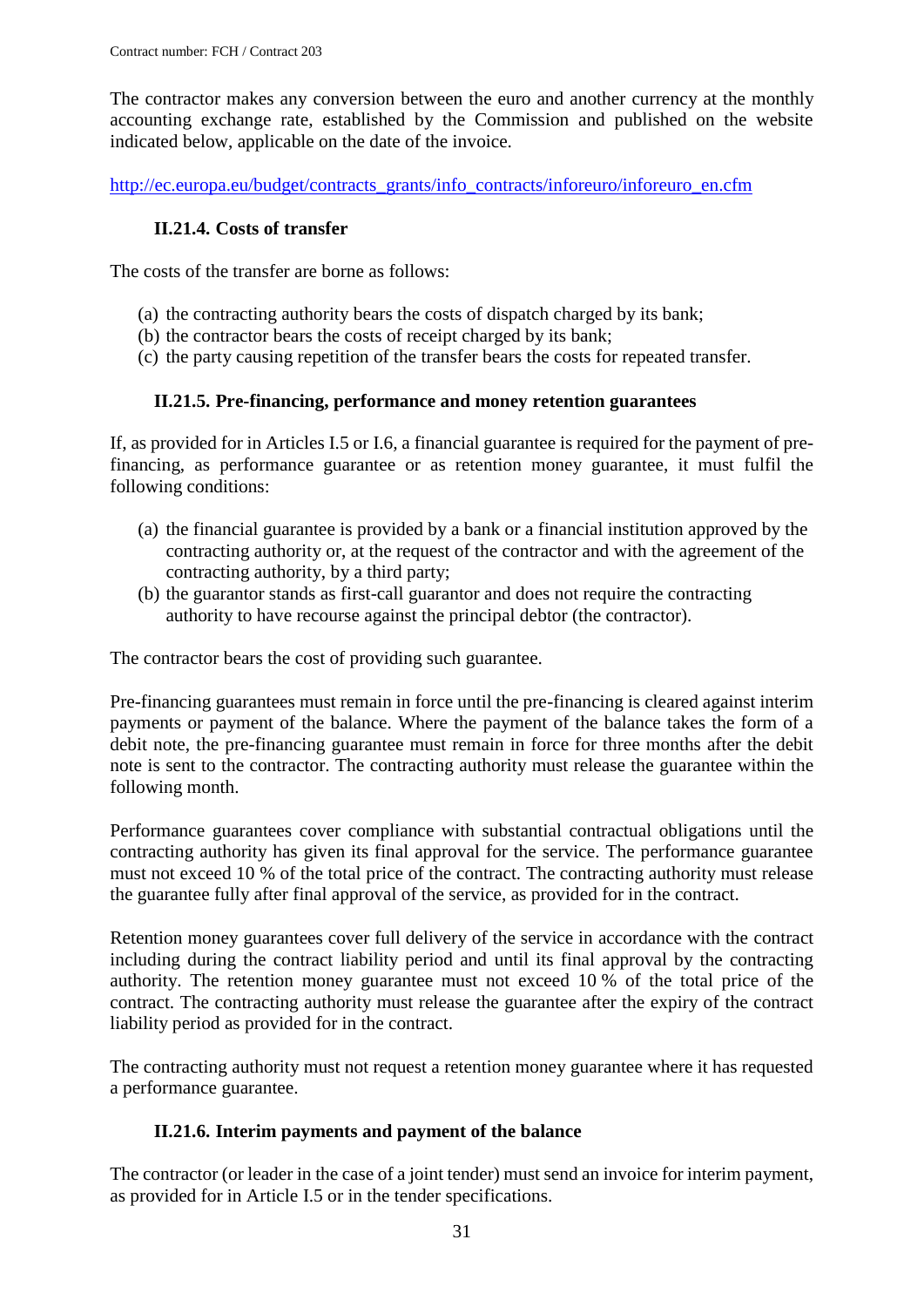The contractor makes any conversion between the euro and another currency at the monthly accounting exchange rate, established by the Commission and published on the website indicated below, applicable on the date of the invoice.

http://ec.europa.eu/budget/contracts_grants/info_contracts/inforeuro/inforeuro_en.cfm

### II.21.4. Costs of transfer

The costs of the transfer are borne as follows:

(a) the contracting authority bears the costs of dispatch charged by its bank;
(b) the contractor bears the costs of receipt charged by its bank;
(c) the party causing repetition of the transfer bears the costs for repeated transfer.

### II.21.5. Pre-financing, performance and money retention guarantees

If, as provided for in Articles I.5 or I.6, a financial guarantee is required for the payment of pre-financing, as performance guarantee or as retention money guarantee, it must fulfil the following conditions:

(a) the financial guarantee is provided by a bank or a financial institution approved by the contracting authority or, at the request of the contractor and with the agreement of the contracting authority, by a third party;
(b) the guarantor stands as first-call guarantor and does not require the contracting authority to have recourse against the principal debtor (the contractor).

The contractor bears the cost of providing such guarantee.

Pre-financing guarantees must remain in force until the pre-financing is cleared against interim payments or payment of the balance. Where the payment of the balance takes the form of a debit note, the pre-financing guarantee must remain in force for three months after the debit note is sent to the contractor. The contracting authority must release the guarantee within the following month.

Performance guarantees cover compliance with substantial contractual obligations until the contracting authority has given its final approval for the service. The performance guarantee must not exceed 10 % of the total price of the contract. The contracting authority must release the guarantee fully after final approval of the service, as provided for in the contract.

Retention money guarantees cover full delivery of the service in accordance with the contract including during the contract liability period and until its final approval by the contracting authority. The retention money guarantee must not exceed 10 % of the total price of the contract. The contracting authority must release the guarantee after the expiry of the contract liability period as provided for in the contract.

The contracting authority must not request a retention money guarantee where it has requested a performance guarantee.

### II.21.6. Interim payments and payment of the balance

The contractor (or leader in the case of a joint tender) must send an invoice for interim payment, as provided for in Article I.5 or in the tender specifications.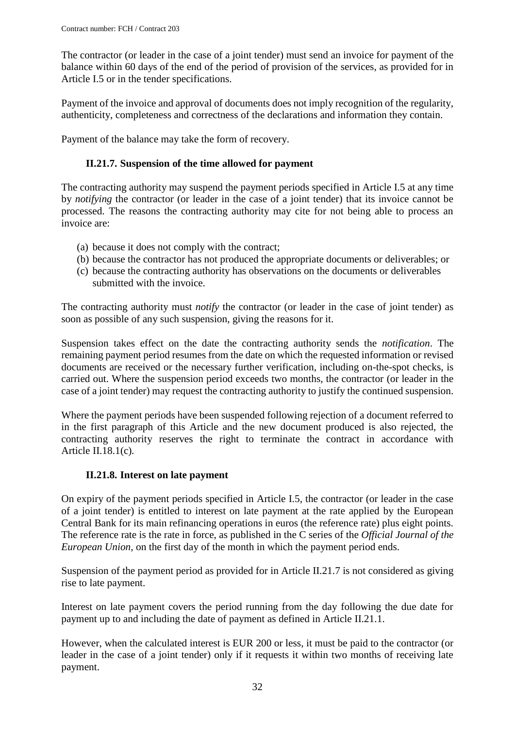The contractor (or leader in the case of a joint tender) must send an invoice for payment of the balance within 60 days of the end of the period of provision of the services, as provided for in Article I.5 or in the tender specifications.

Payment of the invoice and approval of documents does not imply recognition of the regularity, authenticity, completeness and correctness of the declarations and information they contain.

Payment of the balance may take the form of recovery.

### II.21.7. Suspension of the time allowed for payment

The contracting authority may suspend the payment periods specified in Article I.5 at any time by *notifying* the contractor (or leader in the case of a joint tender) that its invoice cannot be processed. The reasons the contracting authority may cite for not being able to process an invoice are:

(a) because it does not comply with the contract;
(b) because the contractor has not produced the appropriate documents or deliverables; or
(c) because the contracting authority has observations on the documents or deliverables submitted with the invoice.

The contracting authority must *notify* the contractor (or leader in the case of joint tender) as soon as possible of any such suspension, giving the reasons for it.

Suspension takes effect on the date the contracting authority sends the *notification*. The remaining payment period resumes from the date on which the requested information or revised documents are received or the necessary further verification, including on-the-spot checks, is carried out. Where the suspension period exceeds two months, the contractor (or leader in the case of a joint tender) may request the contracting authority to justify the continued suspension.

Where the payment periods have been suspended following rejection of a document referred to in the first paragraph of this Article and the new document produced is also rejected, the contracting authority reserves the right to terminate the contract in accordance with Article II.18.1(c).

### II.21.8. Interest on late payment

On expiry of the payment periods specified in Article I.5, the contractor (or leader in the case of a joint tender) is entitled to interest on late payment at the rate applied by the European Central Bank for its main refinancing operations in euros (the reference rate) plus eight points. The reference rate is the rate in force, as published in the C series of the *Official Journal of the European Union,* on the first day of the month in which the payment period ends.

Suspension of the payment period as provided for in Article II.21.7 is not considered as giving rise to late payment.

Interest on late payment covers the period running from the day following the due date for payment up to and including the date of payment as defined in Article II.21.1.

However, when the calculated interest is EUR 200 or less, it must be paid to the contractor (or leader in the case of a joint tender) only if it requests it within two months of receiving late payment.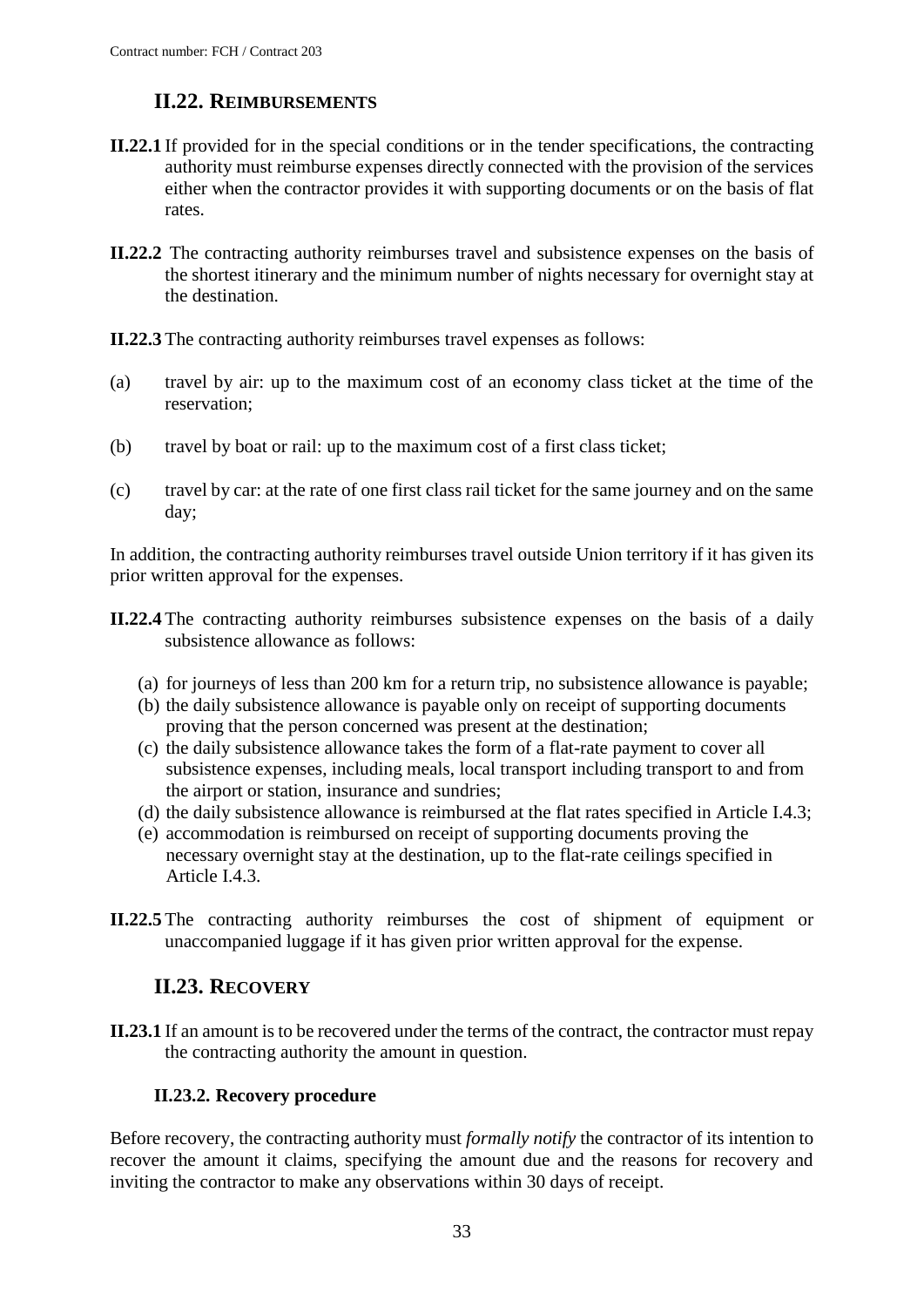## II.22. REIMBURSEMENTS

**II.22.1** If provided for in the special conditions or in the tender specifications, the contracting authority must reimburse expenses directly connected with the provision of the services either when the contractor provides it with supporting documents or on the basis of flat rates.

**II.22.2** The contracting authority reimburses travel and subsistence expenses on the basis of the shortest itinerary and the minimum number of nights necessary for overnight stay at the destination.

**II.22.3** The contracting authority reimburses travel expenses as follows:

(a) travel by air: up to the maximum cost of an economy class ticket at the time of the reservation;

(b) travel by boat or rail: up to the maximum cost of a first class ticket;

(c) travel by car: at the rate of one first class rail ticket for the same journey and on the same day;

In addition, the contracting authority reimburses travel outside Union territory if it has given its prior written approval for the expenses.

**II.22.4** The contracting authority reimburses subsistence expenses on the basis of a daily subsistence allowance as follows:

(a) for journeys of less than 200 km for a return trip, no subsistence allowance is payable;
(b) the daily subsistence allowance is payable only on receipt of supporting documents proving that the person concerned was present at the destination;
(c) the daily subsistence allowance takes the form of a flat-rate payment to cover all subsistence expenses, including meals, local transport including transport to and from the airport or station, insurance and sundries;
(d) the daily subsistence allowance is reimbursed at the flat rates specified in Article I.4.3;
(e) accommodation is reimbursed on receipt of supporting documents proving the necessary overnight stay at the destination, up to the flat-rate ceilings specified in Article I.4.3.

**II.22.5** The contracting authority reimburses the cost of shipment of equipment or unaccompanied luggage if it has given prior written approval for the expense.

## II.23. RECOVERY

**II.23.1** If an amount is to be recovered under the terms of the contract, the contractor must repay the contracting authority the amount in question.

### II.23.2. Recovery procedure

Before recovery, the contracting authority must *formally notify* the contractor of its intention to recover the amount it claims, specifying the amount due and the reasons for recovery and inviting the contractor to make any observations within 30 days of receipt.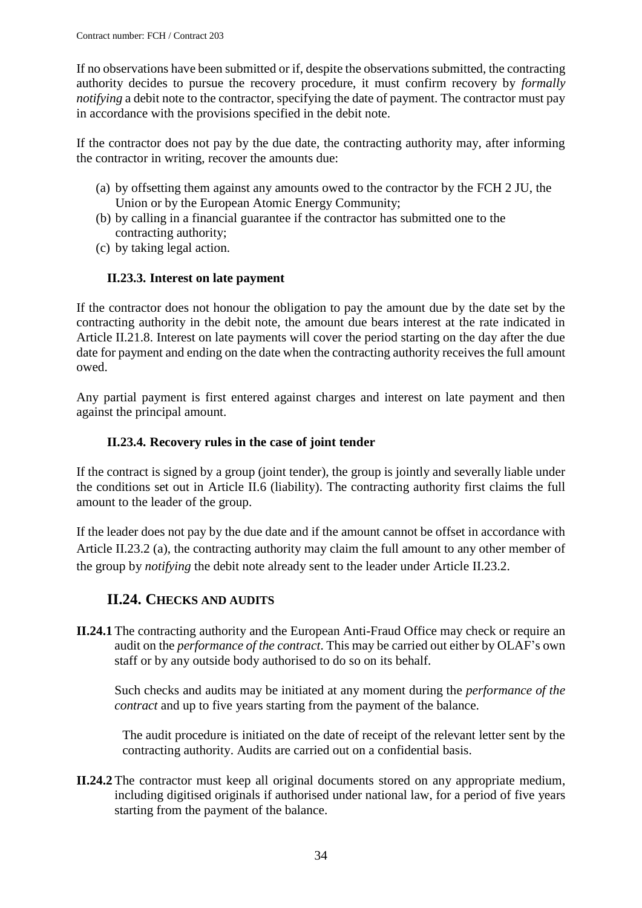If no observations have been submitted or if, despite the observations submitted, the contracting authority decides to pursue the recovery procedure, it must confirm recovery by *formally notifying* a debit note to the contractor, specifying the date of payment. The contractor must pay in accordance with the provisions specified in the debit note.

If the contractor does not pay by the due date, the contracting authority may, after informing the contractor in writing, recover the amounts due:

(a) by offsetting them against any amounts owed to the contractor by the FCH 2 JU, the Union or by the European Atomic Energy Community;
(b) by calling in a financial guarantee if the contractor has submitted one to the contracting authority;
(c) by taking legal action.

### II.23.3. Interest on late payment

If the contractor does not honour the obligation to pay the amount due by the date set by the contracting authority in the debit note, the amount due bears interest at the rate indicated in Article II.21.8. Interest on late payments will cover the period starting on the day after the due date for payment and ending on the date when the contracting authority receives the full amount owed.

Any partial payment is first entered against charges and interest on late payment and then against the principal amount.

### II.23.4. Recovery rules in the case of joint tender

If the contract is signed by a group (joint tender), the group is jointly and severally liable under the conditions set out in Article II.6 (liability). The contracting authority first claims the full amount to the leader of the group.

If the leader does not pay by the due date and if the amount cannot be offset in accordance with Article II.23.2 (a), the contracting authority may claim the full amount to any other member of the group by *notifying* the debit note already sent to the leader under Article II.23.2.

## II.24. CHECKS AND AUDITS

**II.24.1** The contracting authority and the European Anti-Fraud Office may check or require an audit on the *performance of the contract*. This may be carried out either by OLAF's own staff or by any outside body authorised to do so on its behalf.

Such checks and audits may be initiated at any moment during the *performance of the contract* and up to five years starting from the payment of the balance.

The audit procedure is initiated on the date of receipt of the relevant letter sent by the contracting authority. Audits are carried out on a confidential basis.

**II.24.2** The contractor must keep all original documents stored on any appropriate medium, including digitised originals if authorised under national law, for a period of five years starting from the payment of the balance.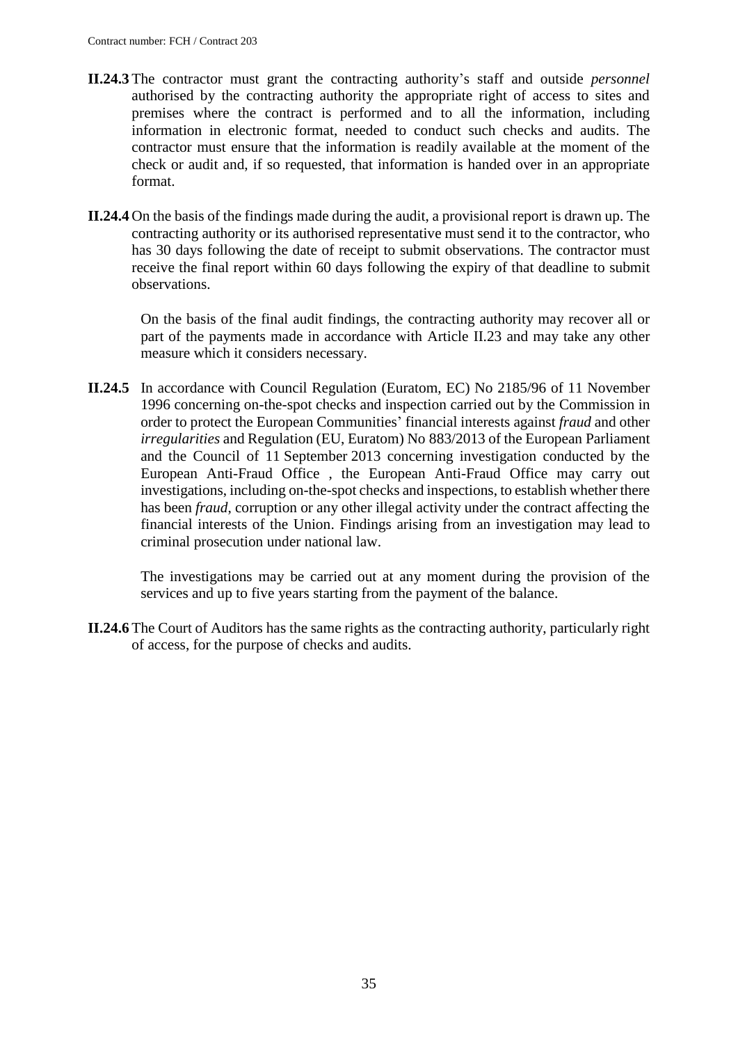**II.24.3** The contractor must grant the contracting authority's staff and outside *personnel* authorised by the contracting authority the appropriate right of access to sites and premises where the contract is performed and to all the information, including information in electronic format, needed to conduct such checks and audits. The contractor must ensure that the information is readily available at the moment of the check or audit and, if so requested, that information is handed over in an appropriate format.

**II.24.4** On the basis of the findings made during the audit, a provisional report is drawn up. The contracting authority or its authorised representative must send it to the contractor, who has 30 days following the date of receipt to submit observations. The contractor must receive the final report within 60 days following the expiry of that deadline to submit observations.

On the basis of the final audit findings, the contracting authority may recover all or part of the payments made in accordance with Article II.23 and may take any other measure which it considers necessary.

**II.24.5** In accordance with Council Regulation (Euratom, EC) No 2185/96 of 11 November 1996 concerning on-the-spot checks and inspection carried out by the Commission in order to protect the European Communities' financial interests against *fraud* and other *irregularities* and Regulation (EU, Euratom) No 883/2013 of the European Parliament and the Council of 11 September 2013 concerning investigation conducted by the European Anti-Fraud Office , the European Anti-Fraud Office may carry out investigations, including on-the-spot checks and inspections, to establish whether there has been *fraud*, corruption or any other illegal activity under the contract affecting the financial interests of the Union. Findings arising from an investigation may lead to criminal prosecution under national law.

The investigations may be carried out at any moment during the provision of the services and up to five years starting from the payment of the balance.

**II.24.6** The Court of Auditors has the same rights as the contracting authority, particularly right of access, for the purpose of checks and audits.